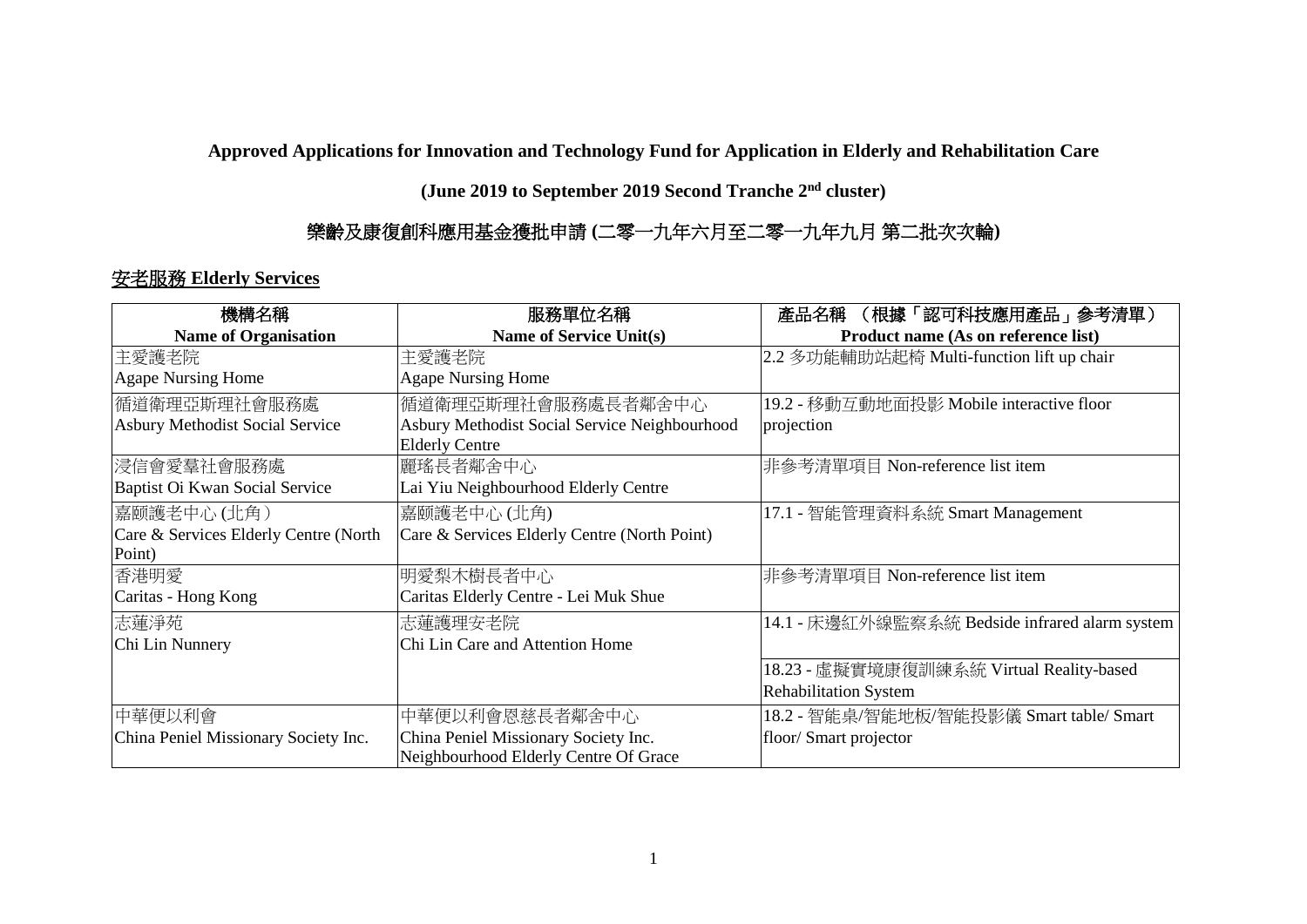# Approved Applications for Innovation and Technology Fund for Application in Elderly and Rehabilitation Care

## (June 2019 to September 2019 Second Tranche 2nd cluster)

## 樂齡及康復創科應用基金獲批申請 (二零一九年六月至二零一九年九月 第二批次次輪)

### 安老服務 Elderly Services

| 機構名稱<br>Name of Organisation | 服務單位名稱<br>Name of Service Unit(s) | 產品名稱 （根據「認可科技應用產品」參考清單）<br>Product name (As on reference list) |
|---|---|---|
| 主愛護老院<br>Agape Nursing Home | 主愛護老院<br>Agape Nursing Home | 2.2 多功能輔助站起椅 Multi-function lift up chair |
| 循道衛理亞斯理社會服務處<br>Asbury Methodist Social Service | 循道衛理亞斯理社會服務處長者鄰舍中心<br>Asbury Methodist Social Service Neighbourhood Elderly Centre | 19.2 - 移動互動地面投影 Mobile interactive floor projection |
| 浸信會愛羣社會服務處<br>Baptist Oi Kwan Social Service | 麗瑤長者鄰舍中心<br>Lai Yiu Neighbourhood Elderly Centre | 非參考清單項目 Non-reference list item |
| 嘉頤護老中心 (北角)<br>Care & Services Elderly Centre (North Point) | 嘉頤護老中心 (北角)<br>Care & Services Elderly Centre (North Point) | 17.1 - 智能管理資料系統 Smart Management |
| 香港明愛<br>Caritas - Hong Kong | 明愛梨木樹長者中心<br>Caritas Elderly Centre - Lei Muk Shue | 非參考清單項目 Non-reference list item |
| 志蓮淨苑<br>Chi Lin Nunnery | 志蓮護理安老院<br>Chi Lin Care and Attention Home | 14.1 - 床邊紅外線監察系統 Bedside infrared alarm system |
| | | 18.23 - 虛擬實境康復訓練系統 Virtual Reality-based Rehabilitation System |
| 中華便以利會<br>China Peniel Missionary Society Inc. | 中華便以利會恩慈長者鄰舍中心<br>China Peniel Missionary Society Inc. Neighbourhood Elderly Centre Of Grace | 18.2 - 智能桌/智能地板/智能投影儀 Smart table/ Smart floor/ Smart projector |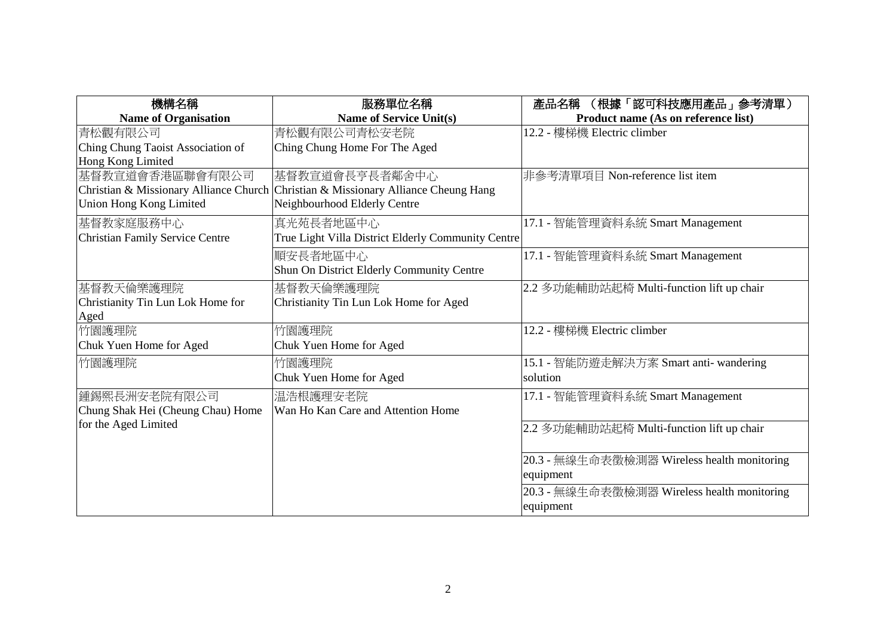| 機構名稱<br>**Name of Organisation** | 服務單位名稱<br>**Name of Service Unit(s)** | 產品名稱 （根據「認可科技應用產品」參考清單）<br>**Product name (As on reference list)** |
|---|---|---|
| 青松觀有限公司<br>Ching Chung Taoist Association of Hong Kong Limited | 青松觀有限公司青松安老院<br>Ching Chung Home For The Aged | 12.2 - 樓梯機 Electric climber |
| 基督教宣道會香港區聯會有限公司<br>Christian & Missionary Alliance Church Union Hong Kong Limited | 基督教宣道會長亨長者鄰舍中心<br>Christian & Missionary Alliance Cheung Hang Neighbourhood Elderly Centre | 非參考清單項目 Non-reference list item |
| 基督教家庭服務中心<br>Christian Family Service Centre | 真光苑長者地區中心<br>True Light Villa District Elderly Community Centre | 17.1 - 智能管理資料系統 Smart Management |
| | 順安長者地區中心<br>Shun On District Elderly Community Centre | 17.1 - 智能管理資料系統 Smart Management |
| 基督教天倫樂護理院<br>Christianity Tin Lun Lok Home for Aged | 基督教天倫樂護理院<br>Christianity Tin Lun Lok Home for Aged | 2.2 多功能輔助站起椅 Multi-function lift up chair |
| 竹園護理院<br>Chuk Yuen Home for Aged | 竹園護理院<br>Chuk Yuen Home for Aged | 12.2 - 樓梯機 Electric climber |
| 竹園護理院 | 竹園護理院<br>Chuk Yuen Home for Aged | 15.1 - 智能防遊走解決方案 Smart anti- wandering solution |
| 鍾錫熙長洲安老院有限公司<br>Chung Shak Hei (Cheung Chau) Home for the Aged Limited | 温浩根護理安老院<br>Wan Ho Kan Care and Attention Home | 17.1 - 智能管理資料系統 Smart Management |
| | | 2.2 多功能輔助站起椅 Multi-function lift up chair |
| | | 20.3 - 無線生命表徵檢測器 Wireless health monitoring equipment |
| | | 20.3 - 無線生命表徵檢測器 Wireless health monitoring equipment |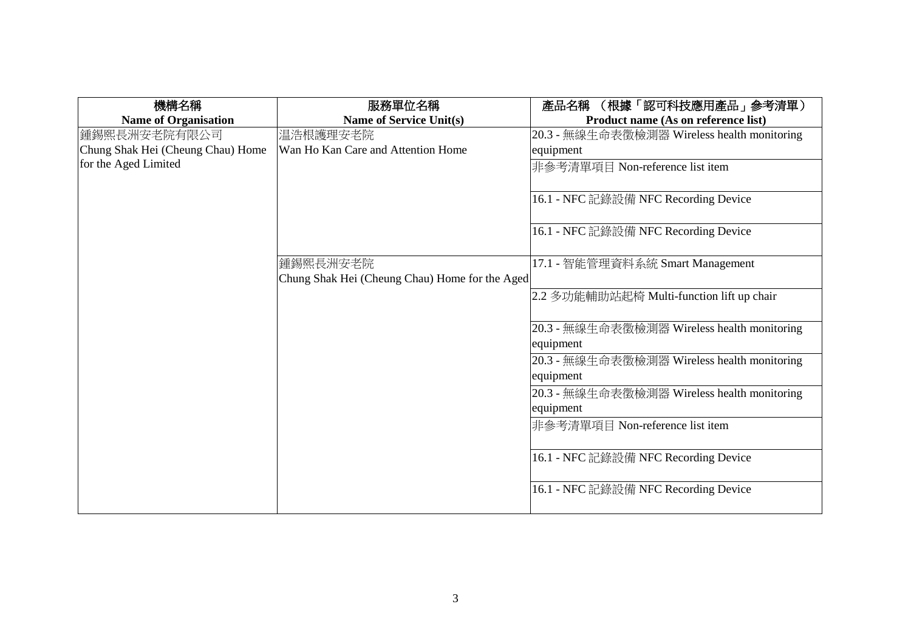| 機構名稱<br>**Name of Organisation** | 服務單位名稱<br>**Name of Service Unit(s)** | 產品名稱 （根據「認可科技應用產品」參考清單）<br>**Product name (As on reference list)** |
|---|---|---|
| 鍾錫熙長洲安老院有限公司<br>Chung Shak Hei (Cheung Chau) Home for the Aged Limited | 温浩根護理安老院<br>Wan Ho Kan Care and Attention Home | 20.3 - 無線生命表徵檢測器 Wireless health monitoring equipment |
| | | 非參考清單項目 Non-reference list item |
| | | 16.1 - NFC 記錄設備 NFC Recording Device |
| | | 16.1 - NFC 記錄設備 NFC Recording Device |
| | 鍾錫熙長洲安老院<br>Chung Shak Hei (Cheung Chau) Home for the Aged | 17.1 - 智能管理資料系統 Smart Management |
| | | 2.2 多功能輔助站起椅 Multi-function lift up chair |
| | | 20.3 - 無線生命表徵檢測器 Wireless health monitoring equipment |
| | | 20.3 - 無線生命表徵檢測器 Wireless health monitoring equipment |
| | | 20.3 - 無線生命表徵檢測器 Wireless health monitoring equipment |
| | | 非參考清單項目 Non-reference list item |
| | | 16.1 - NFC 記錄設備 NFC Recording Device |
| | | 16.1 - NFC 記錄設備 NFC Recording Device |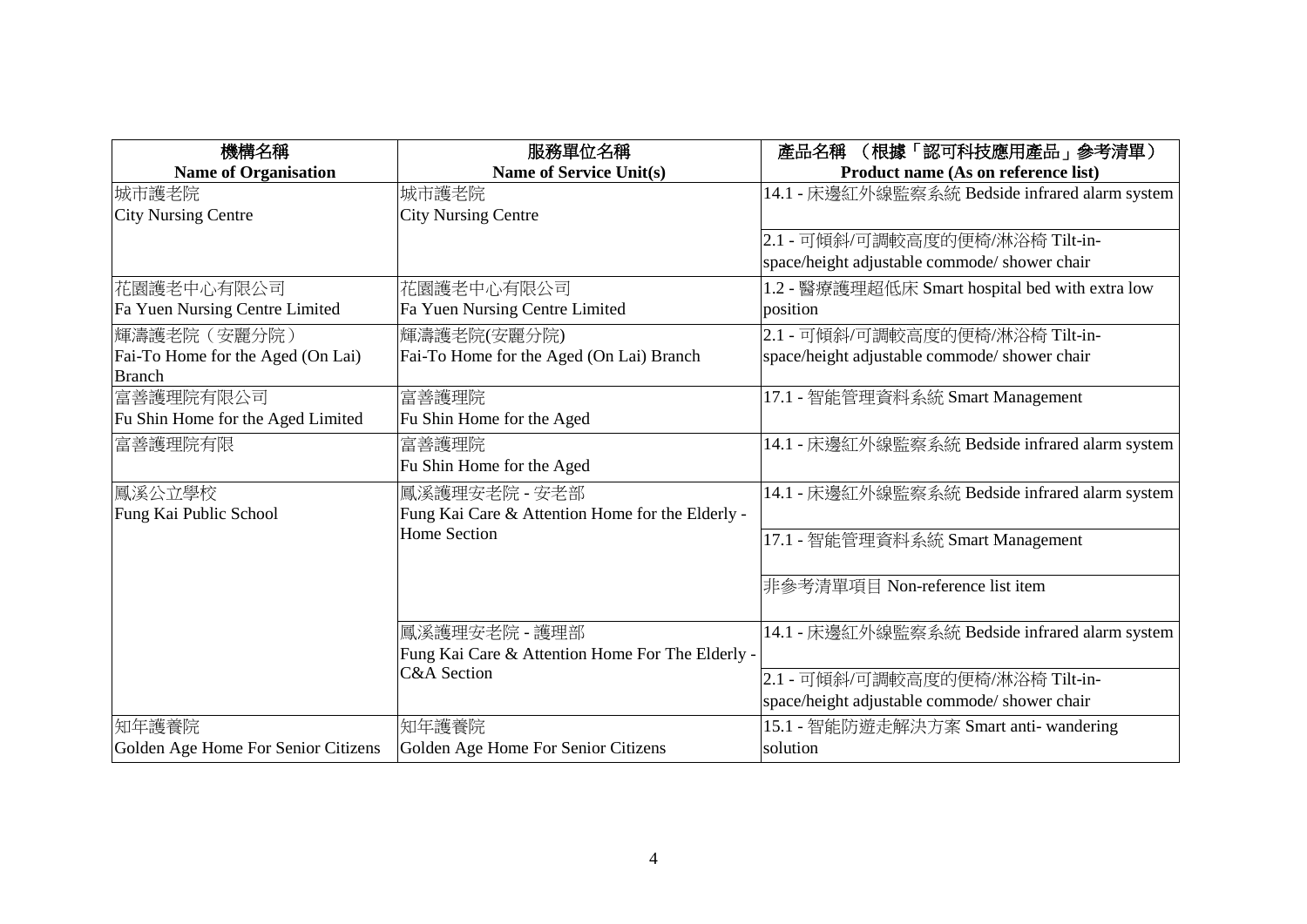| 機構名稱<br>Name of Organisation | 服務單位名稱<br>Name of Service Unit(s) | 產品名稱 （根據「認可科技應用產品」參考清單）<br>Product name (As on reference list) |
|---|---|---|
| 城市護老院<br>City Nursing Centre | 城市護老院<br>City Nursing Centre | 14.1 - 床邊紅外線監察系統 Bedside infrared alarm system |
| | | 2.1 - 可傾斜/可調較高度的便椅/淋浴椅 Tilt-in-space/height adjustable commode/ shower chair |
| 花園護老中心有限公司<br>Fa Yuen Nursing Centre Limited | 花園護老中心有限公司<br>Fa Yuen Nursing Centre Limited | 1.2 - 醫療護理超低床 Smart hospital bed with extra low position |
| 輝濤護老院（安麗分院）<br>Fai-To Home for the Aged (On Lai) Branch | 輝濤護老院(安麗分院)<br>Fai-To Home for the Aged (On Lai) Branch | 2.1 - 可傾斜/可調較高度的便椅/淋浴椅 Tilt-in-space/height adjustable commode/ shower chair |
| 富善護理院有限公司<br>Fu Shin Home for the Aged Limited | 富善護理院<br>Fu Shin Home for the Aged | 17.1 - 智能管理資料系統 Smart Management |
| 富善護理院有限 | 富善護理院<br>Fu Shin Home for the Aged | 14.1 - 床邊紅外線監察系統 Bedside infrared alarm system |
| 鳳溪公立學校<br>Fung Kai Public School | 鳳溪護理安老院 - 安老部<br>Fung Kai Care & Attention Home for the Elderly - Home Section | 14.1 - 床邊紅外線監察系統 Bedside infrared alarm system |
| | | 17.1 - 智能管理資料系統 Smart Management |
| | | 非參考清單項目 Non-reference list item |
| | 鳳溪護理安老院 - 護理部<br>Fung Kai Care & Attention Home For The Elderly - C&A Section | 14.1 - 床邊紅外線監察系統 Bedside infrared alarm system |
| | | 2.1 - 可傾斜/可調較高度的便椅/淋浴椅 Tilt-in-space/height adjustable commode/ shower chair |
| 知年護養院<br>Golden Age Home For Senior Citizens | 知年護養院<br>Golden Age Home For Senior Citizens | 15.1 - 智能防遊走解決方案 Smart anti- wandering solution |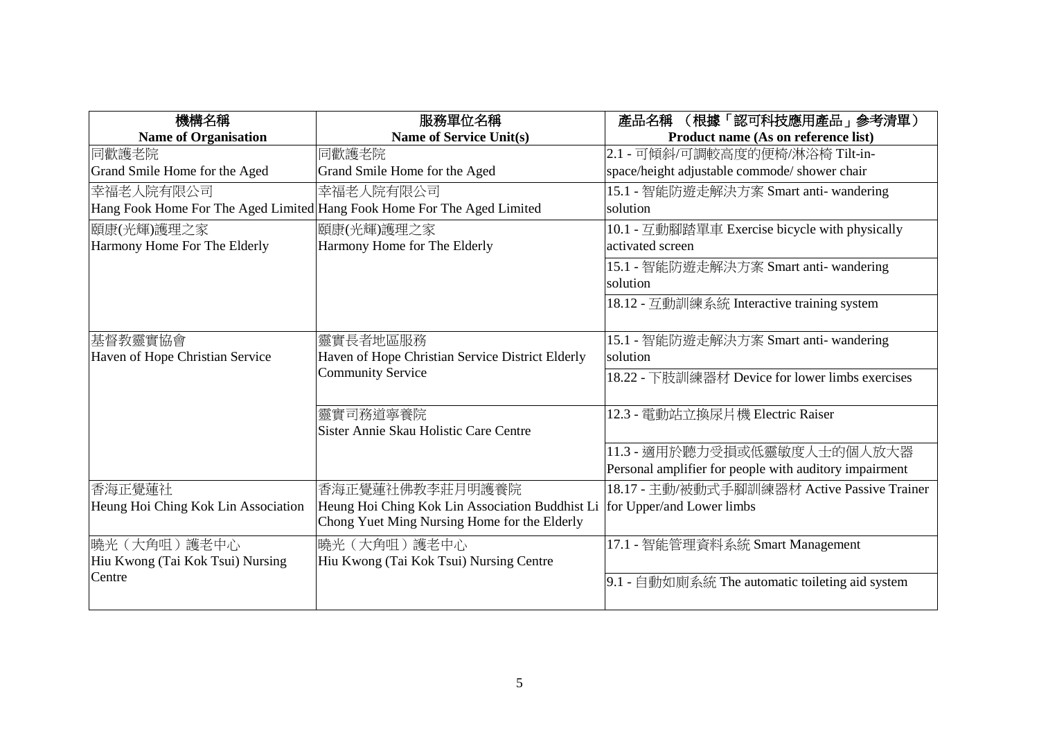| 機構名稱<br>**Name of Organisation** | 服務單位名稱<br>**Name of Service Unit(s)** | 產品名稱 （根據「認可科技應用產品」參考清單）<br>**Product name (As on reference list)** |
|---|---|---|
| 同歡護老院<br>Grand Smile Home for the Aged | 同歡護老院<br>Grand Smile Home for the Aged | 2.1 - 可傾斜/可調較高度的便椅/淋浴椅 Tilt-in-space/height adjustable commode/ shower chair |
| 幸福老人院有限公司<br>Hang Fook Home For The Aged Limited | 幸福老人院有限公司<br>Hang Fook Home For The Aged Limited | 15.1 - 智能防遊走解決方案 Smart anti- wandering solution |
| 頤康(光輝)護理之家<br>Harmony Home For The Elderly | 頤康(光輝)護理之家<br>Harmony Home for The Elderly | 10.1 - 互動腳踏單車 Exercise bicycle with physically activated screen |
| | | 15.1 - 智能防遊走解決方案 Smart anti- wandering solution |
| | | 18.12 - 互動訓練系統 Interactive training system |
| 基督教靈實協會<br>Haven of Hope Christian Service | 靈實長者地區服務<br>Haven of Hope Christian Service District Elderly Community Service | 15.1 - 智能防遊走解決方案 Smart anti- wandering solution |
| | | 18.22 - 下肢訓練器材 Device for lower limbs exercises |
| | 靈實司務道寧養院<br>Sister Annie Skau Holistic Care Centre | 12.3 - 電動站立換尿片機 Electric Raiser |
| | | 11.3 - 適用於聽力受損或低靈敏度人士的個人放大器 Personal amplifier for people with auditory impairment |
| 香海正覺蓮社<br>Heung Hoi Ching Kok Lin Association | 香海正覺蓮社佛教李莊月明護養院<br>Heung Hoi Ching Kok Lin Association Buddhist Li Chong Yuet Ming Nursing Home for the Elderly | 18.17 - 主動/被動式手腳訓練器材 Active Passive Trainer for Upper/and Lower limbs |
| 曉光（大角咀）護老中心<br>Hiu Kwong (Tai Kok Tsui) Nursing Centre | 曉光（大角咀）護老中心<br>Hiu Kwong (Tai Kok Tsui) Nursing Centre | 17.1 - 智能管理資料系統 Smart Management |
| | | 9.1 - 自動如廁系統 The automatic toileting aid system |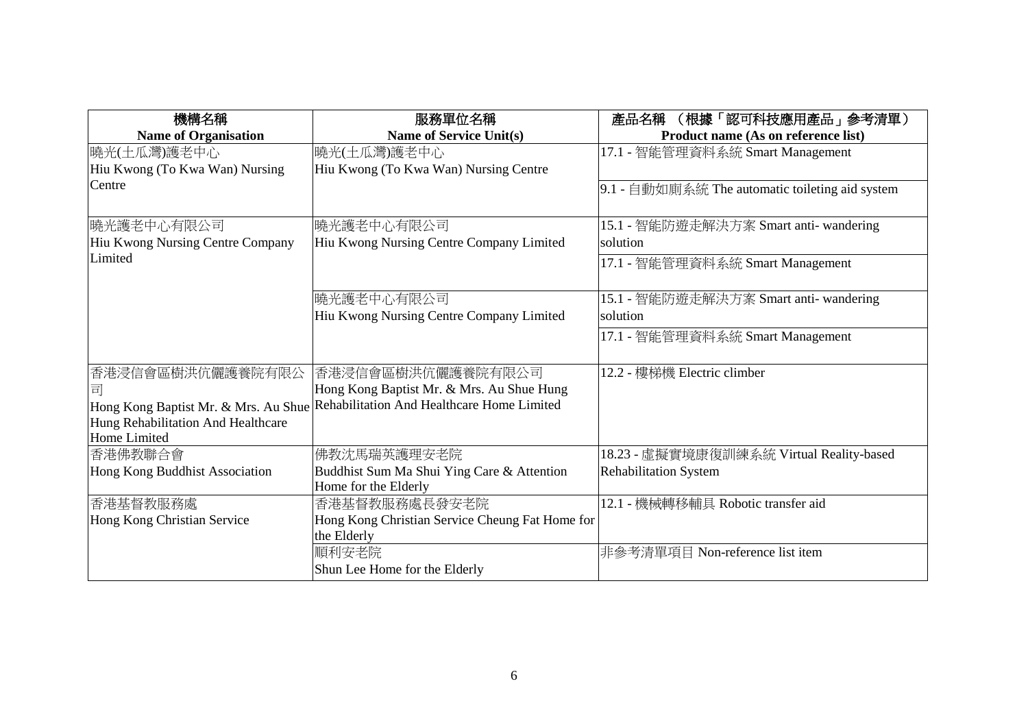| 機構名稱<br>Name of Organisation | 服務單位名稱<br>Name of Service Unit(s) | 產品名稱 （根據「認可科技應用產品」參考清單）<br>Product name (As on reference list) |
|---|---|---|
| 曉光(土瓜灣)護老中心<br>Hiu Kwong (To Kwa Wan) Nursing Centre | 曉光(土瓜灣)護老中心<br>Hiu Kwong (To Kwa Wan) Nursing Centre | 17.1 - 智能管理資料系統 Smart Management |
| | | 9.1 - 自動如廁系統 The automatic toileting aid system |
| 曉光護老中心有限公司<br>Hiu Kwong Nursing Centre Company Limited | 曉光護老中心有限公司<br>Hiu Kwong Nursing Centre Company Limited | 15.1 - 智能防遊走解決方案 Smart anti- wandering solution |
| | | 17.1 - 智能管理資料系統 Smart Management |
| | 曉光護老中心有限公司<br>Hiu Kwong Nursing Centre Company Limited | 15.1 - 智能防遊走解決方案 Smart anti- wandering solution |
| | | 17.1 - 智能管理資料系統 Smart Management |
| 香港浸信會區樹洪伉儷護養院有限公司<br>Hong Kong Baptist Mr. & Mrs. Au Shue Hung Rehabilitation And Healthcare Home Limited | 香港浸信會區樹洪伉儷護養院有限公司<br>Hong Kong Baptist Mr. & Mrs. Au Shue Hung Rehabilitation And Healthcare Home Limited | 12.2 - 樓梯機 Electric climber |
| 香港佛教聯合會<br>Hong Kong Buddhist Association | 佛教沈馬瑞英護理安老院<br>Buddhist Sum Ma Shui Ying Care & Attention Home for the Elderly | 18.23 - 虛擬實境康復訓練系統 Virtual Reality-based Rehabilitation System |
| 香港基督教服務處<br>Hong Kong Christian Service | 香港基督教服務處長發安老院<br>Hong Kong Christian Service Cheung Fat Home for the Elderly | 12.1 - 機械轉移輔具 Robotic transfer aid |
| | 順利安老院<br>Shun Lee Home for the Elderly | 非參考清單項目 Non-reference list item |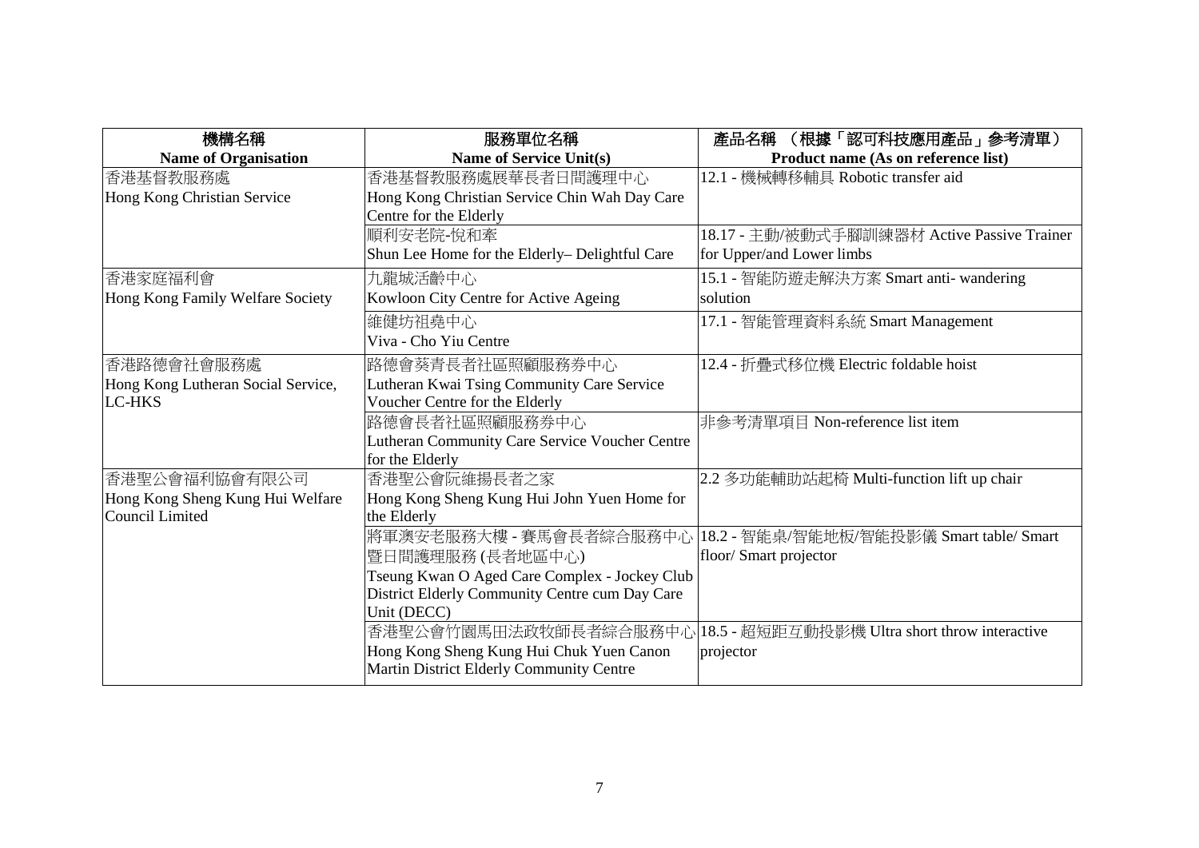| 機構名稱<br>**Name of Organisation** | 服務單位名稱<br>**Name of Service Unit(s)** | 產品名稱 （根據「認可科技應用產品」參考清單）<br>**Product name (As on reference list)** |
|---|---|---|
| 香港基督教服務處<br>Hong Kong Christian Service | 香港基督教服務處展華長者日間護理中心<br>Hong Kong Christian Service Chin Wah Day Care Centre for the Elderly | 12.1 - 機械轉移輔具 Robotic transfer aid |
| | 順利安老院-悅和牽<br>Shun Lee Home for the Elderly– Delightful Care | 18.17 - 主動/被動式手腳訓練器材 Active Passive Trainer for Upper/and Lower limbs |
| 香港家庭福利會<br>Hong Kong Family Welfare Society | 九龍城活齡中心<br>Kowloon City Centre for Active Ageing | 15.1 - 智能防遊走解決方案 Smart anti- wandering solution |
| | 維健坊祖堯中心<br>Viva - Cho Yiu Centre | 17.1 - 智能管理資料系統 Smart Management |
| 香港路德會社會服務處<br>Hong Kong Lutheran Social Service, LC-HKS | 路德會葵青長者社區照顧服務券中心<br>Lutheran Kwai Tsing Community Care Service Voucher Centre for the Elderly | 12.4 - 折疊式移位機 Electric foldable hoist |
| | 路德會長者社區照顧服務券中心<br>Lutheran Community Care Service Voucher Centre for the Elderly | 非參考清單項目 Non-reference list item |
| 香港聖公會福利協會有限公司<br>Hong Kong Sheng Kung Hui Welfare Council Limited | 香港聖公會阮維揚長者之家<br>Hong Kong Sheng Kung Hui John Yuen Home for the Elderly | 2.2 多功能輔助站起椅 Multi-function lift up chair |
| | 將軍澳安老服務大樓 - 賽馬會長者綜合服務中心暨日間護理服務 (長者地區中心)<br>Tseung Kwan O Aged Care Complex - Jockey Club District Elderly Community Centre cum Day Care Unit (DECC) | 18.2 - 智能桌/智能地板/智能投影儀 Smart table/ Smart floor/ Smart projector |
| | 香港聖公會竹園馬田法政牧師長者綜合服務中心<br>Hong Kong Sheng Kung Hui Chuk Yuen Canon Martin District Elderly Community Centre | 18.5 - 超短距互動投影機 Ultra short throw interactive projector |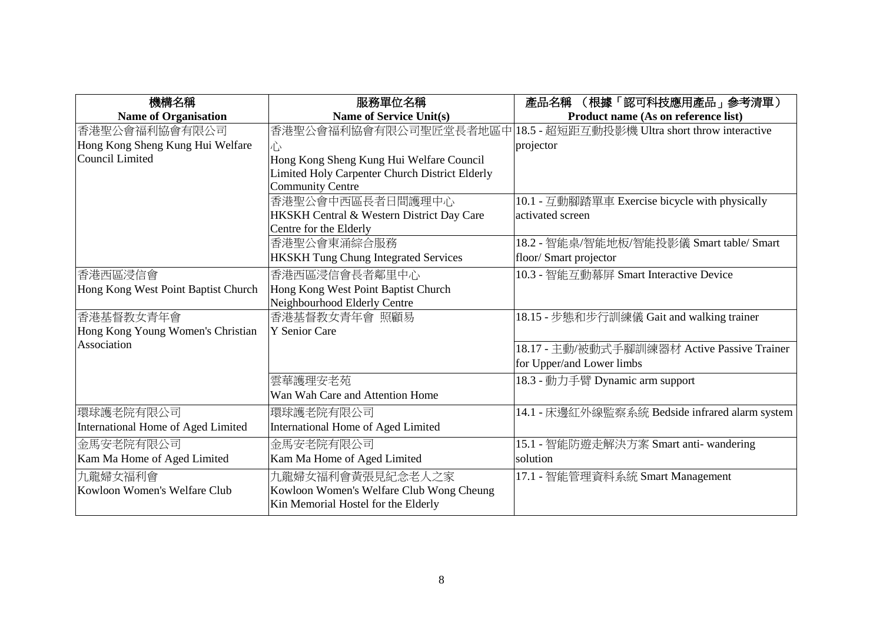| 機構名稱<br>**Name of Organisation** | 服務單位名稱<br>**Name of Service Unit(s)** | 產品名稱 （根據「認可科技應用產品」參考清單）<br>**Product name (As on reference list)** |
|---|---|---|
| 香港聖公會福利協會有限公司<br>Hong Kong Sheng Kung Hui Welfare Council Limited | 香港聖公會福利協會有限公司聖匠堂長者地區中心<br>Hong Kong Sheng Kung Hui Welfare Council Limited Holy Carpenter Church District Elderly Community Centre | 18.5 - 超短距互動投影機 Ultra short throw interactive projector |
| | 香港聖公會中西區長者日間護理中心<br>HKSKH Central & Western District Day Care Centre for the Elderly | 10.1 - 互動腳踏單車 Exercise bicycle with physically activated screen |
| | 香港聖公會東涌綜合服務<br>HKSKH Tung Chung Integrated Services | 18.2 - 智能桌/智能地板/智能投影儀 Smart table/ Smart floor/ Smart projector |
| 香港西區浸信會<br>Hong Kong West Point Baptist Church | 香港西區浸信會長者鄰里中心<br>Hong Kong West Point Baptist Church Neighbourhood Elderly Centre | 10.3 - 智能互動幕屏 Smart Interactive Device |
| 香港基督教女青年會<br>Hong Kong Young Women's Christian Association | 香港基督教女青年會 照顧易<br>Y Senior Care | 18.15 - 步態和步行訓練儀 Gait and walking trainer |
| | | 18.17 - 主動/被動式手腳訓練器材 Active Passive Trainer for Upper/and Lower limbs |
| | 雲華護理安老苑<br>Wan Wah Care and Attention Home | 18.3 - 動力手臂 Dynamic arm support |
| 環球護老院有限公司<br>International Home of Aged Limited | 環球護老院有限公司<br>International Home of Aged Limited | 14.1 - 床邊紅外線監察系統 Bedside infrared alarm system |
| 金馬安老院有限公司<br>Kam Ma Home of Aged Limited | 金馬安老院有限公司<br>Kam Ma Home of Aged Limited | 15.1 - 智能防遊走解決方案 Smart anti- wandering solution |
| 九龍婦女福利會<br>Kowloon Women's Welfare Club | 九龍婦女福利會黃張見紀念老人之家<br>Kowloon Women's Welfare Club Wong Cheung Kin Memorial Hostel for the Elderly | 17.1 - 智能管理資料系統 Smart Management |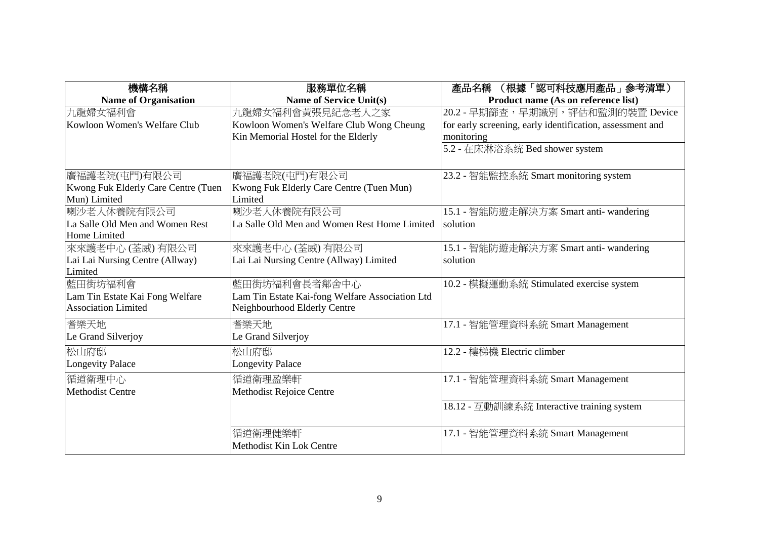| 機構名稱<br>**Name of Organisation** | 服務單位名稱<br>**Name of Service Unit(s)** | 產品名稱 （根據「認可科技應用產品」參考清單）<br>**Product name (As on reference list)** |
|---|---|---|
| 九龍婦女福利會<br>Kowloon Women's Welfare Club | 九龍婦女福利會黃張見紀念老人之家<br>Kowloon Women's Welfare Club Wong Cheung Kin Memorial Hostel for the Elderly | 20.2 - 早期篩查，早期識別，評估和監測的裝置 Device for early screening, early identification, assessment and monitoring |
| | | 5.2 - 在床淋浴系统 Bed shower system |
| 廣福護老院(屯門)有限公司<br>Kwong Fuk Elderly Care Centre (Tuen Mun) Limited | 廣福護老院(屯門)有限公司<br>Kwong Fuk Elderly Care Centre (Tuen Mun) Limited | 23.2 - 智能監控系統 Smart monitoring system |
| 喇沙老人休養院有限公司<br>La Salle Old Men and Women Rest Home Limited | 喇沙老人休養院有限公司<br>La Salle Old Men and Women Rest Home Limited | 15.1 - 智能防遊走解決方案 Smart anti- wandering solution |
| 來來護老中心 (荃威) 有限公司<br>Lai Lai Nursing Centre (Allway) Limited | 來來護老中心 (荃威) 有限公司<br>Lai Lai Nursing Centre (Allway) Limited | 15.1 - 智能防遊走解決方案 Smart anti- wandering solution |
| 藍田街坊福利會<br>Lam Tin Estate Kai Fong Welfare Association Limited | 藍田街坊福利會長者鄰舍中心<br>Lam Tin Estate Kai-fong Welfare Association Ltd Neighbourhood Elderly Centre | 10.2 - 模擬運動系統 Stimulated exercise system |
| 耆樂天地<br>Le Grand Silverjoy | 耆樂天地<br>Le Grand Silverjoy | 17.1 - 智能管理資料系統 Smart Management |
| 松山府邸<br>Longevity Palace | 松山府邸<br>Longevity Palace | 12.2 - 樓梯機 Electric climber |
| 循道衛理中心<br>Methodist Centre | 循道衛理盈樂軒<br>Methodist Rejoice Centre | 17.1 - 智能管理資料系統 Smart Management |
| | | 18.12 - 互動訓練系統 Interactive training system |
| | 循道衛理健樂軒<br>Methodist Kin Lok Centre | 17.1 - 智能管理資料系統 Smart Management |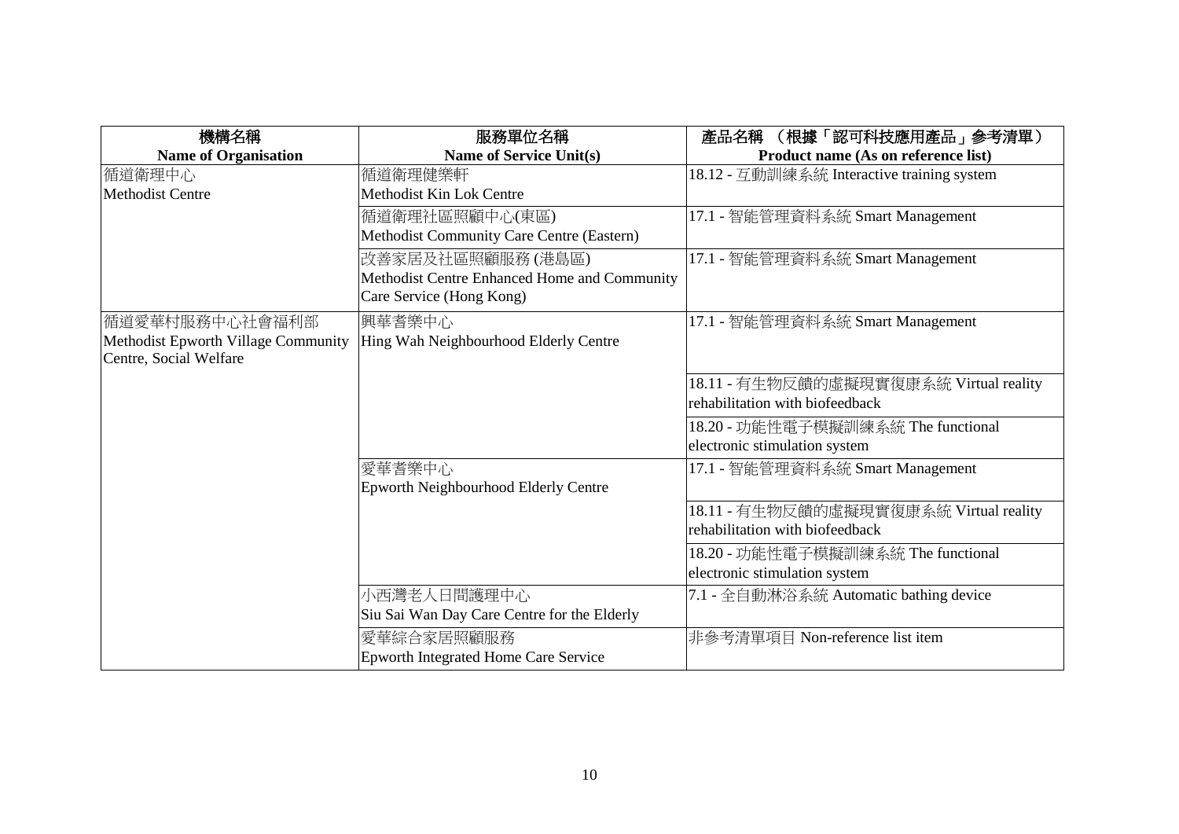| 機構名稱<br>**Name of Organisation** | 服務單位名稱<br>**Name of Service Unit(s)** | 產品名稱 （根據「認可科技應用產品」參考清單）<br>**Product name (As on reference list)** |
|---|---|---|
| 循道衛理中心<br>Methodist Centre | 循道衛理健樂軒<br>Methodist Kin Lok Centre | 18.12 - 互動訓練系統 Interactive training system |
| | 循道衛理社區照顧中心(東區)<br>Methodist Community Care Centre (Eastern) | 17.1 - 智能管理資料系統 Smart Management |
| | 改善家居及社區照顧服務 (港島區)<br>Methodist Centre Enhanced Home and Community Care Service (Hong Kong) | 17.1 - 智能管理資料系統 Smart Management |
| 循道愛華村服務中心社會福利部<br>Methodist Epworth Village Community Centre, Social Welfare | 興華耆樂中心<br>Hing Wah Neighbourhood Elderly Centre | 17.1 - 智能管理資料系統 Smart Management |
| | | 18.11 - 有生物反饋的虛擬現實復康系統 Virtual reality rehabilitation with biofeedback |
| | | 18.20 - 功能性電子模擬訓練系統 The functional electronic stimulation system |
| | 愛華耆樂中心<br>Epworth Neighbourhood Elderly Centre | 17.1 - 智能管理資料系統 Smart Management |
| | | 18.11 - 有生物反饋的虛擬現實復康系統 Virtual reality rehabilitation with biofeedback |
| | | 18.20 - 功能性電子模擬訓練系統 The functional electronic stimulation system |
| | 小西灣老人日間護理中心<br>Siu Sai Wan Day Care Centre for the Elderly | 7.1 - 全自動淋浴系統 Automatic bathing device |
| | 愛華綜合家居照顧服務<br>Epworth Integrated Home Care Service | 非參考清單項目 Non-reference list item |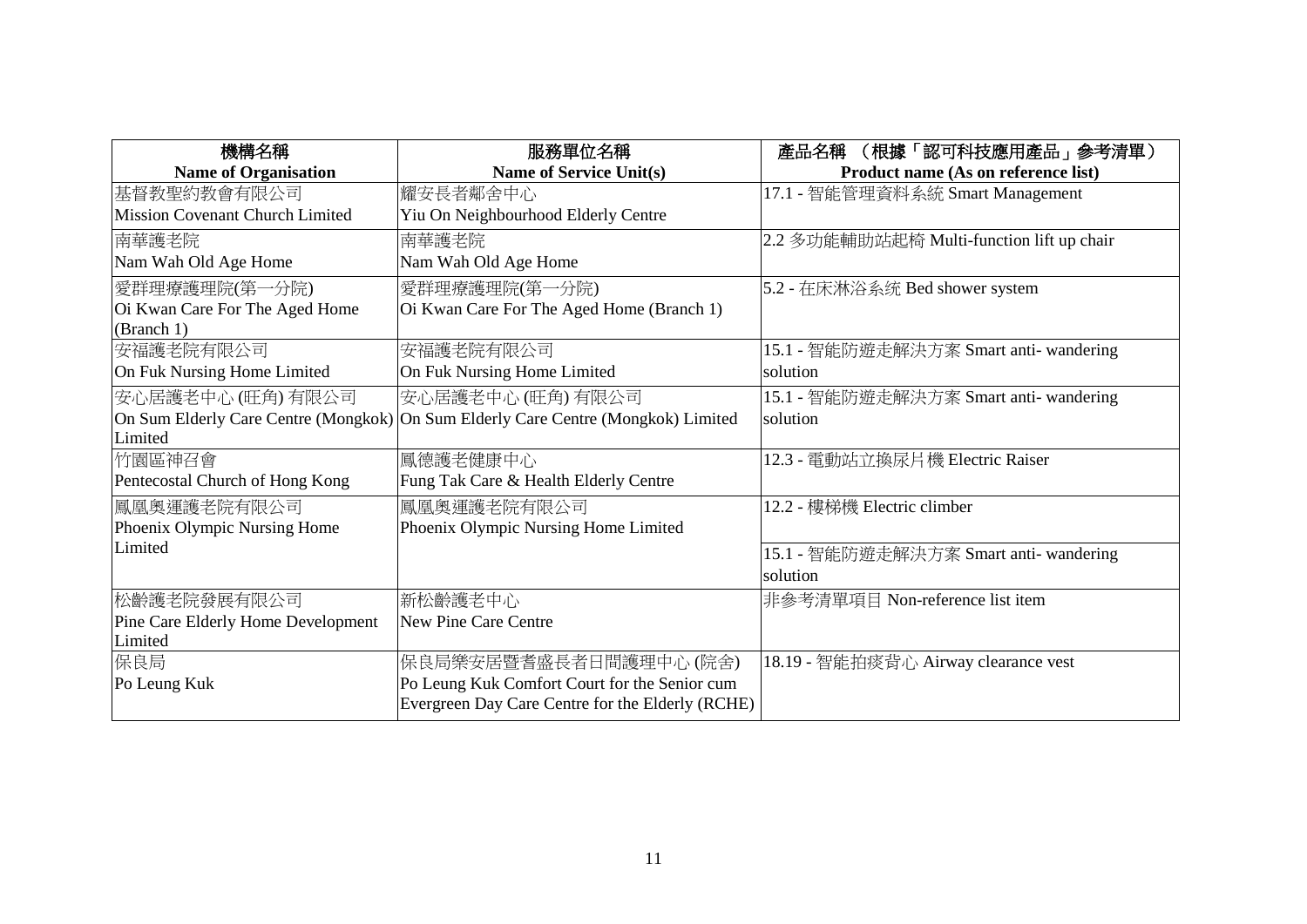| 機構名稱<br>Name of Organisation | 服務單位名稱<br>Name of Service Unit(s) | 產品名稱 （根據「認可科技應用產品」參考清單）<br>Product name (As on reference list) |
|---|---|---|
| 基督教聖約教會有限公司<br>Mission Covenant Church Limited | 耀安長者鄰舍中心<br>Yiu On Neighbourhood Elderly Centre | 17.1 - 智能管理資料系統 Smart Management |
| 南華護老院<br>Nam Wah Old Age Home | 南華護老院<br>Nam Wah Old Age Home | 2.2 多功能輔助站起椅 Multi-function lift up chair |
| 愛群理療護理院(第一分院)<br>Oi Kwan Care For The Aged Home (Branch 1) | 愛群理療護理院(第一分院)<br>Oi Kwan Care For The Aged Home (Branch 1) | 5.2 - 在床淋浴系統 Bed shower system |
| 安福護老院有限公司<br>On Fuk Nursing Home Limited | 安福護老院有限公司<br>On Fuk Nursing Home Limited | 15.1 - 智能防遊走解決方案 Smart anti- wandering solution |
| 安心居護老中心 (旺角) 有限公司<br>On Sum Elderly Care Centre (Mongkok) Limited | 安心居護老中心 (旺角) 有限公司<br>On Sum Elderly Care Centre (Mongkok) Limited | 15.1 - 智能防遊走解決方案 Smart anti- wandering solution |
| 竹園區神召會<br>Pentecostal Church of Hong Kong | 鳳德護老健康中心<br>Fung Tak Care & Health Elderly Centre | 12.3 - 電動站立換尿片機 Electric Raiser |
| 鳳凰奧運護老院有限公司<br>Phoenix Olympic Nursing Home Limited | 鳳凰奧運護老院有限公司<br>Phoenix Olympic Nursing Home Limited | 12.2 - 樓梯機 Electric climber |
| | | 15.1 - 智能防遊走解決方案 Smart anti- wandering solution |
| 松齡護老院發展有限公司<br>Pine Care Elderly Home Development Limited | 新松齡護老中心<br>New Pine Care Centre | 非參考清單項目 Non-reference list item |
| 保良局<br>Po Leung Kuk | 保良局樂安居暨耆盛長者日間護理中心 (院舍)<br>Po Leung Kuk Comfort Court for the Senior cum Evergreen Day Care Centre for the Elderly (RCHE) | 18.19 - 智能拍痰背心 Airway clearance vest |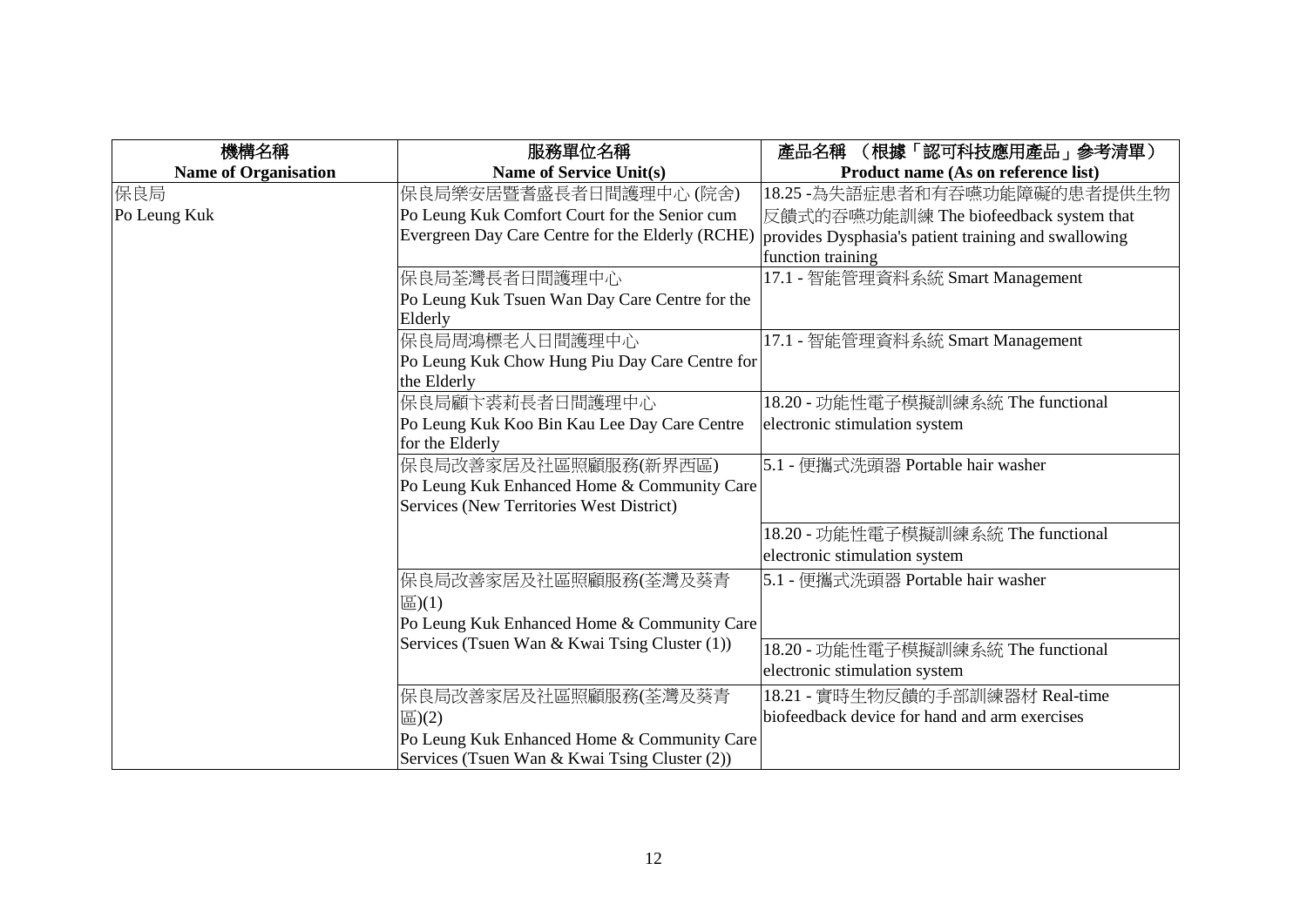| 機構名稱<br>**Name of Organisation** | 服務單位名稱<br>**Name of Service Unit(s)** | 產品名稱 （根據「認可科技應用產品」參考清單）<br>**Product name (As on reference list)** |
|---|---|---|
| 保良局<br>Po Leung Kuk | 保良局樂安居暨耆盛長者日間護理中心 (院舍)<br>Po Leung Kuk Comfort Court for the Senior cum Evergreen Day Care Centre for the Elderly (RCHE) | 18.25 -為失語症患者和有吞嚥功能障礙的患者提供生物反饋式的吞嚥功能訓練 The biofeedback system that provides Dysphasia's patient training and swallowing function training |
| | 保良局荃灣長者日間護理中心<br>Po Leung Kuk Tsuen Wan Day Care Centre for the Elderly | 17.1 - 智能管理資料系統 Smart Management |
| | 保良局周鴻標老人日間護理中心<br>Po Leung Kuk Chow Hung Piu Day Care Centre for the Elderly | 17.1 - 智能管理資料系統 Smart Management |
| | 保良局顧卞裘莉長者日間護理中心<br>Po Leung Kuk Koo Bin Kau Lee Day Care Centre for the Elderly | 18.20 - 功能性電子模擬訓練系統 The functional electronic stimulation system |
| | 保良局改善家居及社區照顧服務(新界西區)<br>Po Leung Kuk Enhanced Home & Community Care Services (New Territories West District) | 5.1 - 便攜式洗頭器 Portable hair washer |
| | | 18.20 - 功能性電子模擬訓練系統 The functional electronic stimulation system |
| | 保良局改善家居及社區照顧服務(荃灣及葵青區)(1)<br>Po Leung Kuk Enhanced Home & Community Care Services (Tsuen Wan & Kwai Tsing Cluster (1)) | 5.1 - 便攜式洗頭器 Portable hair washer |
| | | 18.20 - 功能性電子模擬訓練系統 The functional electronic stimulation system |
| | 保良局改善家居及社區照顧服務(荃灣及葵青區)(2)<br>Po Leung Kuk Enhanced Home & Community Care Services (Tsuen Wan & Kwai Tsing Cluster (2)) | 18.21 - 實時生物反饋的手部訓練器材 Real-time biofeedback device for hand and arm exercises |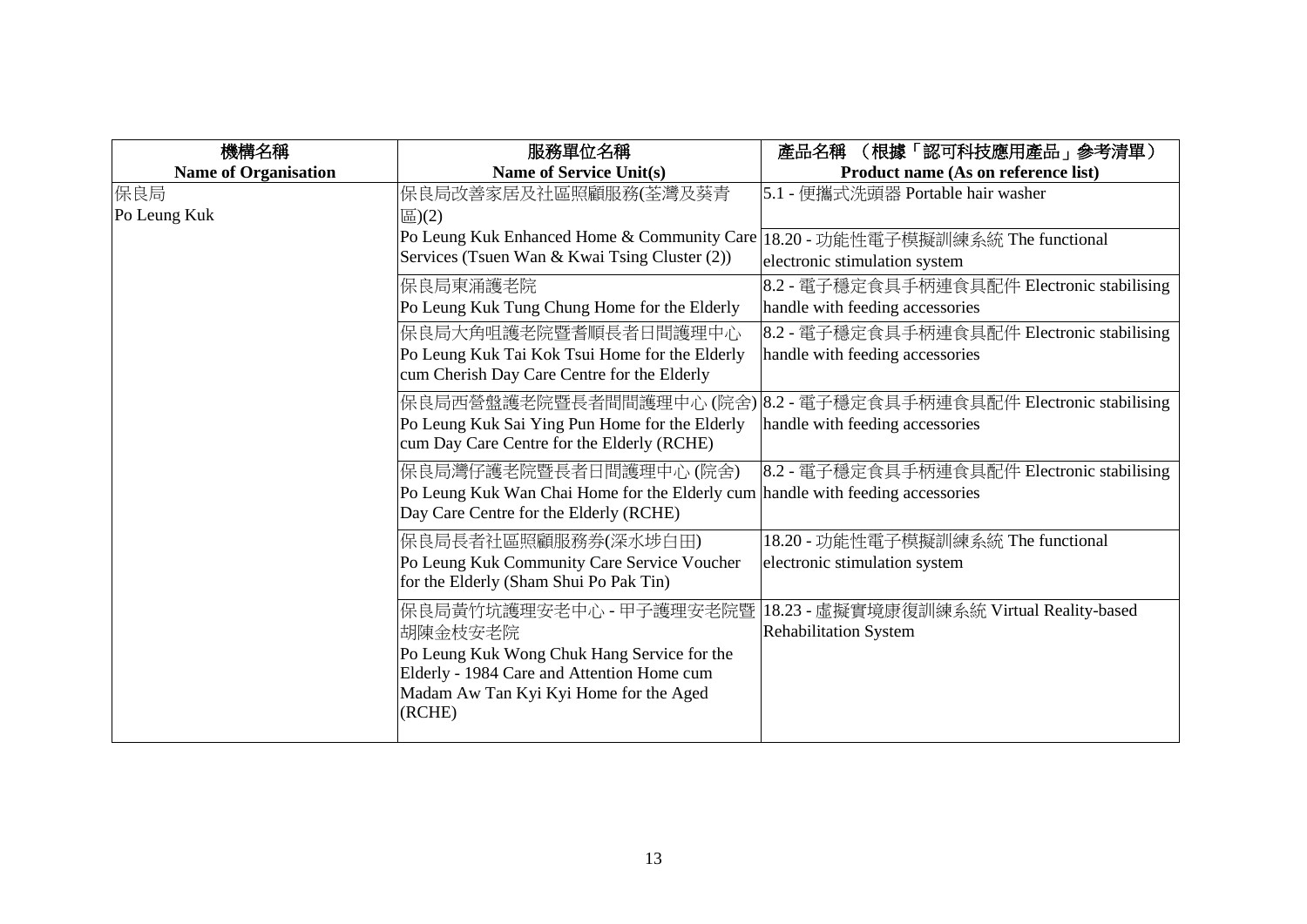| 機構名稱<br>Name of Organisation | 服務單位名稱<br>Name of Service Unit(s) | 產品名稱 （根據「認可科技應用產品」參考清單）<br>Product name (As on reference list) |
|---|---|---|
| 保良局<br>Po Leung Kuk | 保良局改善家居及社區照顧服務(荃灣及葵青區)(2)<br>Po Leung Kuk Enhanced Home & Community Care Services (Tsuen Wan & Kwai Tsing Cluster (2)) | 5.1 - 便攜式洗頭器 Portable hair washer |
| | | 18.20 - 功能性電子模擬訓練系統 The functional electronic stimulation system |
| | 保良局東涌護老院<br>Po Leung Kuk Tung Chung Home for the Elderly | 8.2 - 電子穩定食具手柄連食具配件 Electronic stabilising handle with feeding accessories |
| | 保良局大角咀護老院暨耆順長者日間護理中心<br>Po Leung Kuk Tai Kok Tsui Home for the Elderly cum Cherish Day Care Centre for the Elderly | 8.2 - 電子穩定食具手柄連食具配件 Electronic stabilising handle with feeding accessories |
| | 保良局西營盤護老院暨長者間間護理中心 (院舍)<br>Po Leung Kuk Sai Ying Pun Home for the Elderly cum Day Care Centre for the Elderly (RCHE) | 8.2 - 電子穩定食具手柄連食具配件 Electronic stabilising handle with feeding accessories |
| | 保良局灣仔護老院暨長者日間護理中心 (院舍)<br>Po Leung Kuk Wan Chai Home for the Elderly cum Day Care Centre for the Elderly (RCHE) | 8.2 - 電子穩定食具手柄連食具配件 Electronic stabilising handle with feeding accessories |
| | 保良局長者社區照顧服務券(深水埗白田)<br>Po Leung Kuk Community Care Service Voucher for the Elderly (Sham Shui Po Pak Tin) | 18.20 - 功能性電子模擬訓練系統 The functional electronic stimulation system |
| | 保良局黃竹坑護理安老中心 - 甲子護理安老院暨胡陳金枝安老院<br>Po Leung Kuk Wong Chuk Hang Service for the Elderly - 1984 Care and Attention Home cum Madam Aw Tan Kyi Kyi Home for the Aged (RCHE) | 18.23 - 虛擬實境康復訓練系統 Virtual Reality-based Rehabilitation System |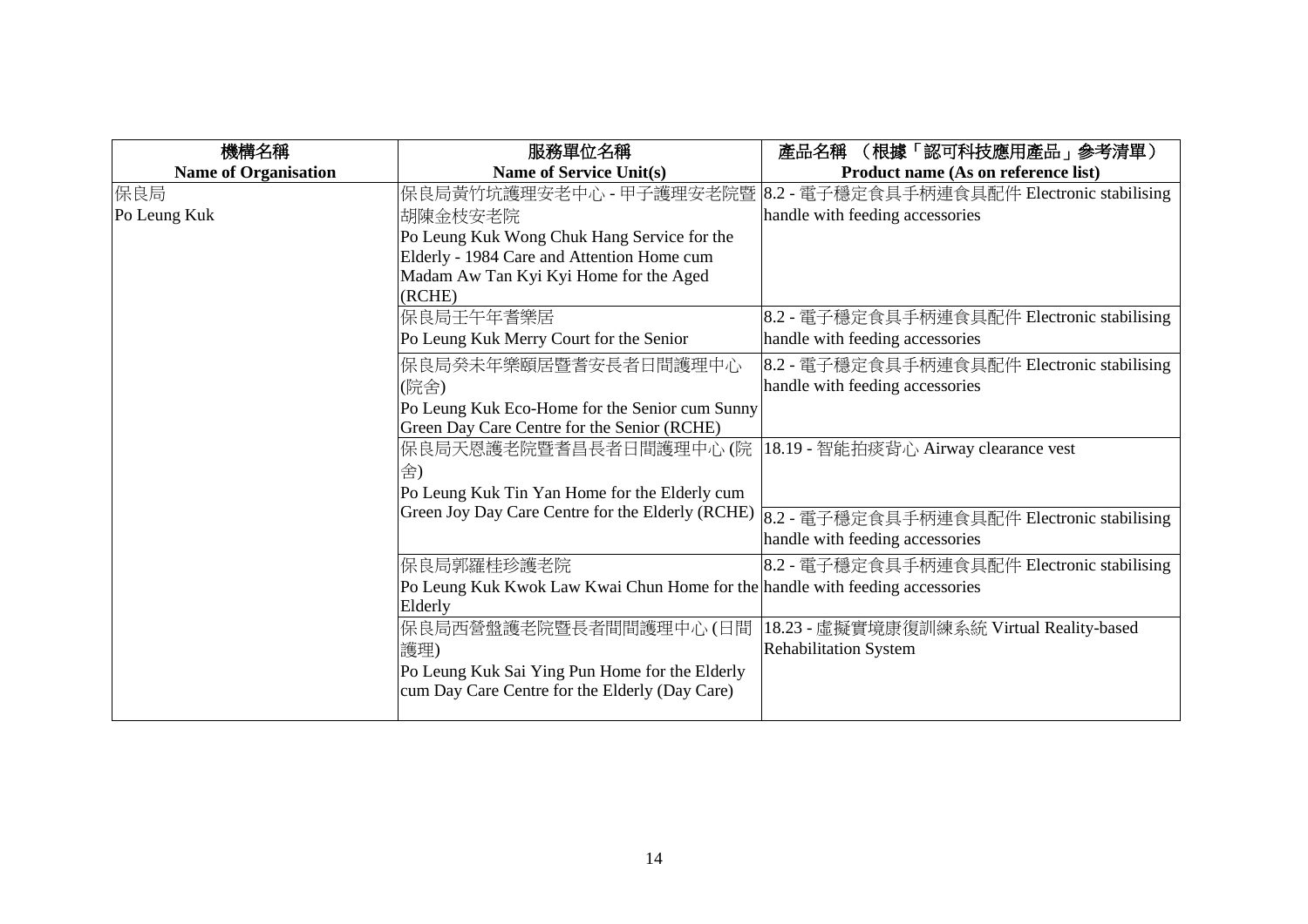| 機構名稱<br>Name of Organisation | 服務單位名稱<br>Name of Service Unit(s) | 產品名稱 （根據「認可科技應用產品」參考清單）<br>Product name (As on reference list) |
|---|---|---|
| 保良局<br>Po Leung Kuk | 保良局黃竹坑護理安老中心 - 甲子護理安老院暨胡陳金枝安老院<br>Po Leung Kuk Wong Chuk Hang Service for the Elderly - 1984 Care and Attention Home cum Madam Aw Tan Kyi Kyi Home for the Aged (RCHE) | 8.2 - 電子穩定食具手柄連食具配件 Electronic stabilising handle with feeding accessories |
| | 保良局壬午年耆樂居<br>Po Leung Kuk Merry Court for the Senior | 8.2 - 電子穩定食具手柄連食具配件 Electronic stabilising handle with feeding accessories |
| | 保良局癸未年樂頤居暨耆安長者日間護理中心 (院舍)<br>Po Leung Kuk Eco-Home for the Senior cum Sunny Green Day Care Centre for the Senior (RCHE) | 8.2 - 電子穩定食具手柄連食具配件 Electronic stabilising handle with feeding accessories |
| | 保良局天恩護老院暨耆昌長者日間護理中心 (院舍)<br>Po Leung Kuk Tin Yan Home for the Elderly cum Green Joy Day Care Centre for the Elderly (RCHE) | 18.19 - 智能拍痰背心 Airway clearance vest |
| | | 8.2 - 電子穩定食具手柄連食具配件 Electronic stabilising handle with feeding accessories |
| | 保良局郭羅桂珍護老院<br>Po Leung Kuk Kwok Law Kwai Chun Home for the Elderly | 8.2 - 電子穩定食具手柄連食具配件 Electronic stabilising handle with feeding accessories |
| | 保良局西營盤護老院暨長者日間護理中心 (日間護理)<br>Po Leung Kuk Sai Ying Pun Home for the Elderly cum Day Care Centre for the Elderly (Day Care) | 18.23 - 虛擬實境康復訓練系統 Virtual Reality-based Rehabilitation System |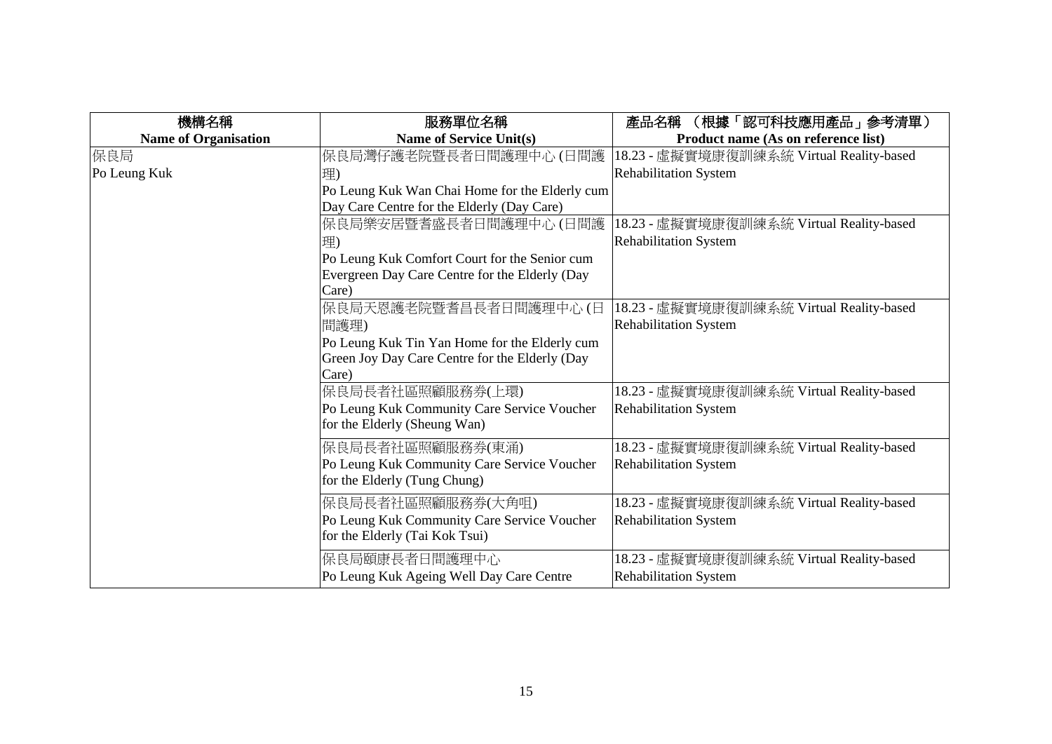| 機構名稱<br>**Name of Organisation** | 服務單位名稱<br>**Name of Service Unit(s)** | 產品名稱 （根據「認可科技應用產品」參考清單）<br>**Product name (As on reference list)** |
|---|---|---|
| 保良局<br>Po Leung Kuk | 保良局灣仔護老院暨長者日間護理中心 (日間護理)<br>Po Leung Kuk Wan Chai Home for the Elderly cum Day Care Centre for the Elderly (Day Care) | 18.23 - 虛擬實境康復訓練系統 Virtual Reality-based Rehabilitation System |
| | 保良局樂安居暨耆盛長者日間護理中心 (日間護理)<br>Po Leung Kuk Comfort Court for the Senior cum Evergreen Day Care Centre for the Elderly (Day Care) | 18.23 - 虛擬實境康復訓練系統 Virtual Reality-based Rehabilitation System |
| | 保良局天恩護老院暨耆昌長者日間護理中心 (日間護理)<br>Po Leung Kuk Tin Yan Home for the Elderly cum Green Joy Day Care Centre for the Elderly (Day Care) | 18.23 - 虛擬實境康復訓練系統 Virtual Reality-based Rehabilitation System |
| | 保良局長者社區照顧服務券(上環)<br>Po Leung Kuk Community Care Service Voucher for the Elderly (Sheung Wan) | 18.23 - 虛擬實境康復訓練系統 Virtual Reality-based Rehabilitation System |
| | 保良局長者社區照顧服務券(東涌)<br>Po Leung Kuk Community Care Service Voucher for the Elderly (Tung Chung) | 18.23 - 虛擬實境康復訓練系統 Virtual Reality-based Rehabilitation System |
| | 保良局長者社區照顧服務券(大角咀)<br>Po Leung Kuk Community Care Service Voucher for the Elderly (Tai Kok Tsui) | 18.23 - 虛擬實境康復訓練系統 Virtual Reality-based Rehabilitation System |
| | 保良局頤康長者日間護理中心<br>Po Leung Kuk Ageing Well Day Care Centre | 18.23 - 虛擬實境康復訓練系統 Virtual Reality-based Rehabilitation System |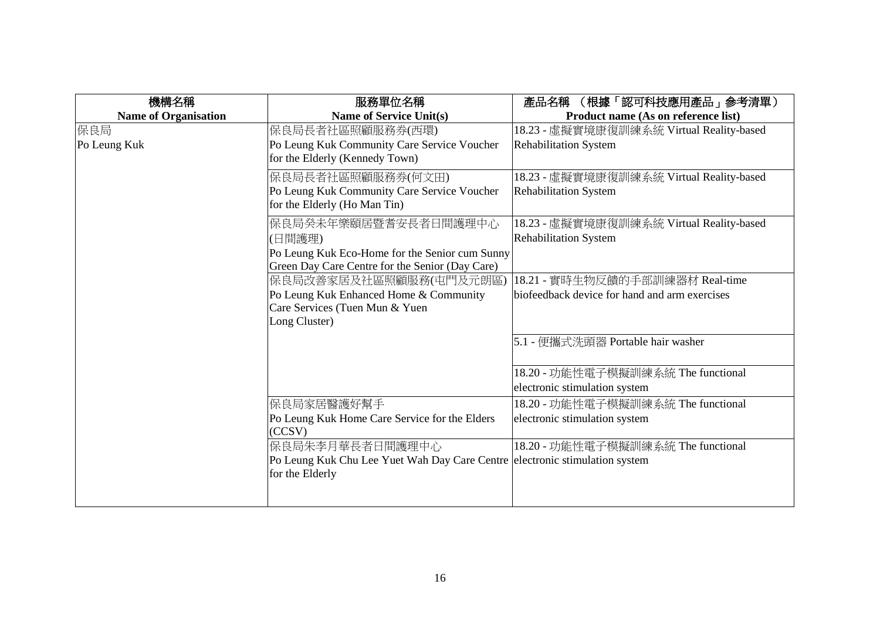| 機構名稱<br>Name of Organisation | 服務單位名稱<br>Name of Service Unit(s) | 產品名稱 （根據「認可科技應用產品」參考清單）<br>Product name (As on reference list) |
|---|---|---|
| 保良局<br>Po Leung Kuk | 保良局長者社區照顧服務券(西環)<br>Po Leung Kuk Community Care Service Voucher for the Elderly (Kennedy Town) | 18.23 - 虛擬實境康復訓練系統 Virtual Reality-based Rehabilitation System |
| | 保良局長者社區照顧服務券(何文田)<br>Po Leung Kuk Community Care Service Voucher for the Elderly (Ho Man Tin) | 18.23 - 虛擬實境康復訓練系統 Virtual Reality-based Rehabilitation System |
| | 保良局癸未年樂頤居暨耆安長者日間護理中心(日間護理)<br>Po Leung Kuk Eco-Home for the Senior cum Sunny Green Day Care Centre for the Senior (Day Care) | 18.23 - 虛擬實境康復訓練系統 Virtual Reality-based Rehabilitation System |
| | 保良局改善家居及社區照顧服務(屯門及元朗區)<br>Po Leung Kuk Enhanced Home & Community Care Services (Tuen Mun & Yuen Long Cluster) | 18.21 - 實時生物反饋的手部訓練器材 Real-time biofeedback device for hand and arm exercises |
| | | 5.1 - 便攜式洗頭器 Portable hair washer |
| | | 18.20 - 功能性電子模擬訓練系統 The functional electronic stimulation system |
| | 保良局家居醫護好幫手<br>Po Leung Kuk Home Care Service for the Elders (CCSV) | 18.20 - 功能性電子模擬訓練系統 The functional electronic stimulation system |
| | 保良局朱李月華長者日間護理中心<br>Po Leung Kuk Chu Lee Yuet Wah Day Care Centre for the Elderly | 18.20 - 功能性電子模擬訓練系統 The functional electronic stimulation system |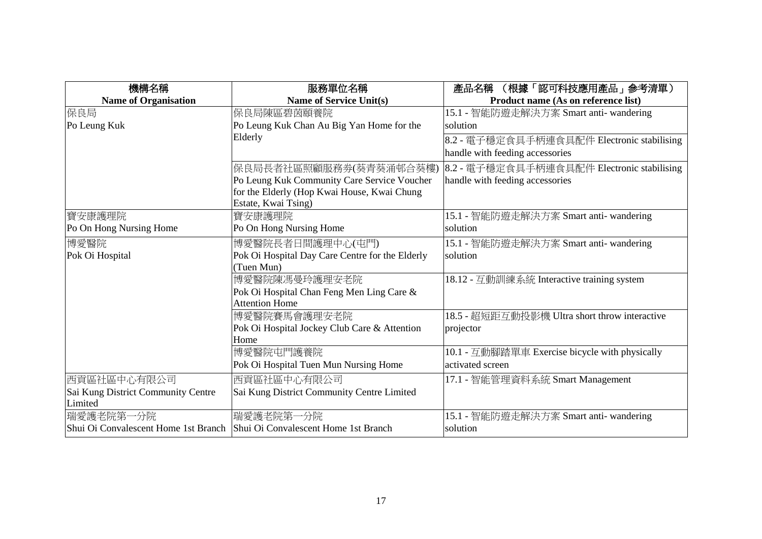| 機構名稱<br>Name of Organisation | 服務單位名稱<br>Name of Service Unit(s) | 產品名稱 （根據「認可科技應用產品」參考清單）<br>Product name (As on reference list) |
|---|---|---|
| 保良局<br>Po Leung Kuk | 保良局陳區碧茵頤養院<br>Po Leung Kuk Chan Au Big Yan Home for the Elderly | 15.1 - 智能防遊走解決方案 Smart anti- wandering solution |
| | | 8.2 - 電子穩定食具手柄連食具配件 Electronic stabilising handle with feeding accessories |
| | 保良局長者社區照顧服務券(葵青葵涌邨合葵樓)<br>Po Leung Kuk Community Care Service Voucher for the Elderly (Hop Kwai House, Kwai Chung Estate, Kwai Tsing) | 8.2 - 電子穩定食具手柄連食具配件 Electronic stabilising handle with feeding accessories |
| 寶安康護理院<br>Po On Hong Nursing Home | 寶安康護理院<br>Po On Hong Nursing Home | 15.1 - 智能防遊走解決方案 Smart anti- wandering solution |
| 博愛醫院<br>Pok Oi Hospital | 博愛醫院長者日間護理中心(屯門)<br>Pok Oi Hospital Day Care Centre for the Elderly (Tuen Mun) | 15.1 - 智能防遊走解決方案 Smart anti- wandering solution |
| | 博愛醫院陳馮曼玲護理安老院<br>Pok Oi Hospital Chan Feng Men Ling Care & Attention Home | 18.12 - 互動訓練系統 Interactive training system |
| | 博愛醫院賽馬會護理安老院<br>Pok Oi Hospital Jockey Club Care & Attention Home | 18.5 - 超短距互動投影機 Ultra short throw interactive projector |
| | 博愛醫院屯門護養院<br>Pok Oi Hospital Tuen Mun Nursing Home | 10.1 - 互動腳踏單車 Exercise bicycle with physically activated screen |
| 西貢區社區中心有限公司<br>Sai Kung District Community Centre Limited | 西貢區社區中心有限公司<br>Sai Kung District Community Centre Limited | 17.1 - 智能管理資料系統 Smart Management |
| 瑞愛護老院第一分院<br>Shui Oi Convalescent Home 1st Branch | 瑞愛護老院第一分院<br>Shui Oi Convalescent Home 1st Branch | 15.1 - 智能防遊走解決方案 Smart anti- wandering solution |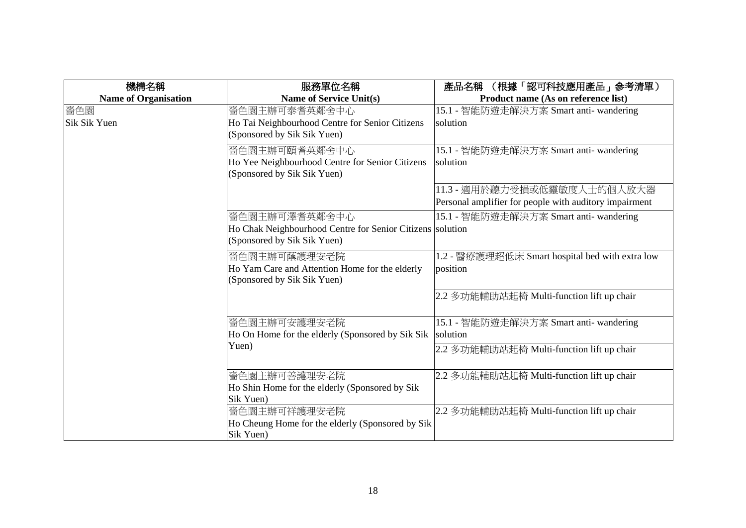| 機構名稱<br>**Name of Organisation** | 服務單位名稱<br>**Name of Service Unit(s)** | 產品名稱 （根據「認可科技應用產品」參考清單）<br>**Product name (As on reference list)** |
|---|---|---|
| 嗇色園<br>Sik Sik Yuen | 嗇色園主辦可泰耆英鄰舍中心<br>Ho Tai Neighbourhood Centre for Senior Citizens (Sponsored by Sik Sik Yuen) | 15.1 - 智能防遊走解決方案 Smart anti- wandering solution |
| | 嗇色園主辦可頤耆英鄰舍中心<br>Ho Yee Neighbourhood Centre for Senior Citizens (Sponsored by Sik Sik Yuen) | 15.1 - 智能防遊走解決方案 Smart anti- wandering solution |
| | | 11.3 - 適用於聽力受損或低靈敏度人士的個人放大器 Personal amplifier for people with auditory impairment |
| | 嗇色園主辦可澤耆英鄰舍中心<br>Ho Chak Neighbourhood Centre for Senior Citizens (Sponsored by Sik Sik Yuen) | 15.1 - 智能防遊走解決方案 Smart anti- wandering solution |
| | 嗇色園主辦可蔭護理安老院<br>Ho Yam Care and Attention Home for the elderly (Sponsored by Sik Sik Yuen) | 1.2 - 醫療護理超低床 Smart hospital bed with extra low position |
| | | 2.2 多功能輔助站起椅 Multi-function lift up chair |
| | 嗇色園主辦可安護理安老院<br>Ho On Home for the elderly (Sponsored by Sik Sik Yuen) | 15.1 - 智能防遊走解決方案 Smart anti- wandering solution |
| | | 2.2 多功能輔助站起椅 Multi-function lift up chair |
| | 嗇色園主辦可善護理安老院<br>Ho Shin Home for the elderly (Sponsored by Sik Sik Yuen) | 2.2 多功能輔助站起椅 Multi-function lift up chair |
| | 嗇色園主辦可祥護理安老院<br>Ho Cheung Home for the elderly (Sponsored by Sik Sik Yuen) | 2.2 多功能輔助站起椅 Multi-function lift up chair |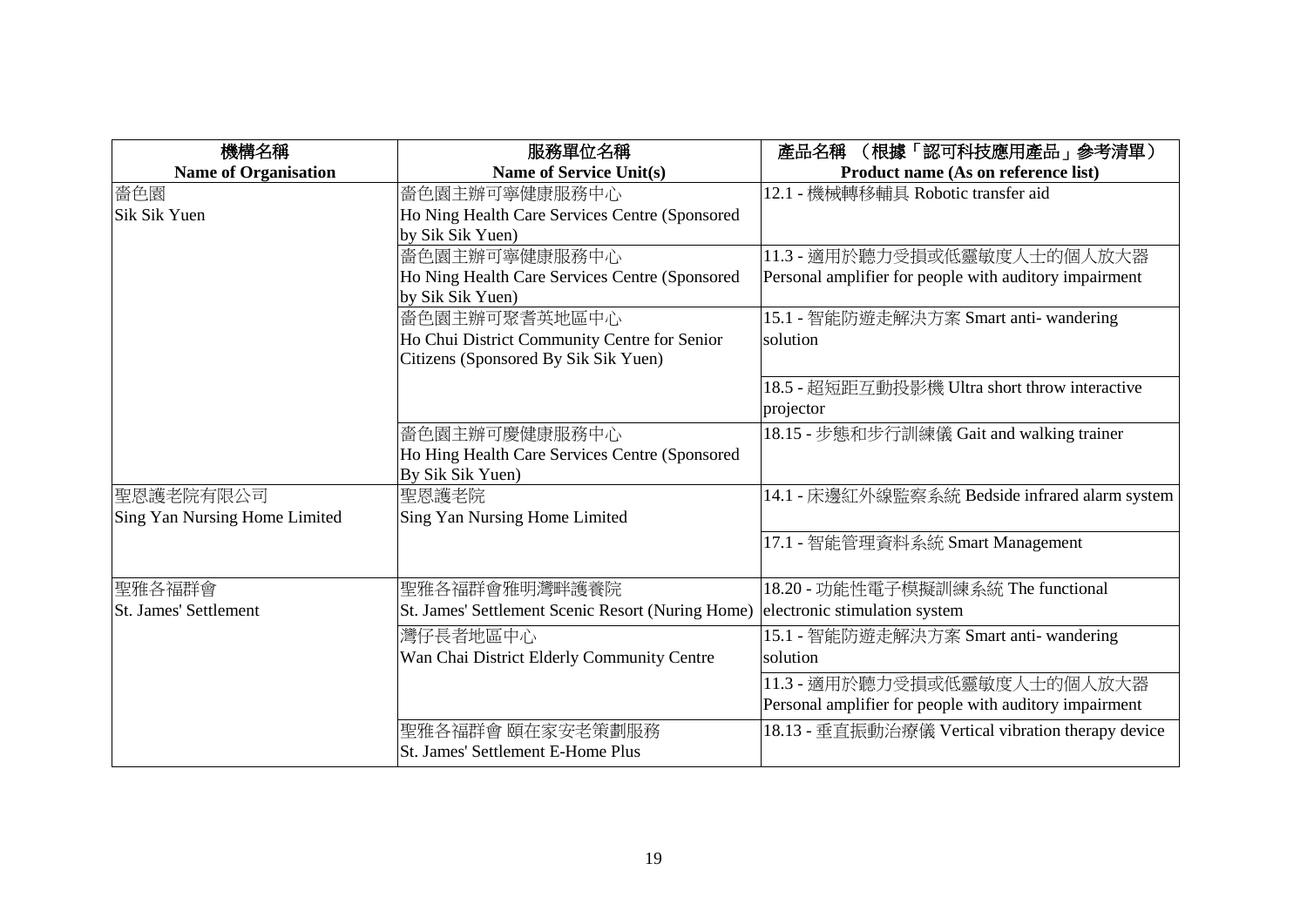| 機構名稱<br>**Name of Organisation** | 服務單位名稱<br>**Name of Service Unit(s)** | 產品名稱 （根據「認可科技應用產品」參考清單）<br>**Product name (As on reference list)** |
|---|---|---|
| 嗇色園<br>Sik Sik Yuen | 嗇色園主辦可寧健康服務中心<br>Ho Ning Health Care Services Centre (Sponsored by Sik Sik Yuen) | 12.1 - 機械轉移輔具 Robotic transfer aid |
| | 嗇色園主辦可寧健康服務中心<br>Ho Ning Health Care Services Centre (Sponsored by Sik Sik Yuen) | 11.3 - 適用於聽力受損或低靈敏度人士的個人放大器<br>Personal amplifier for people with auditory impairment |
| | 嗇色園主辦可聚耆英地區中心<br>Ho Chui District Community Centre for Senior Citizens (Sponsored By Sik Sik Yuen) | 15.1 - 智能防遊走解決方案 Smart anti- wandering solution |
| | | 18.5 - 超短距互動投影機 Ultra short throw interactive projector |
| | 嗇色園主辦可慶健康服務中心<br>Ho Hing Health Care Services Centre (Sponsored By Sik Sik Yuen) | 18.15 - 步態和步行訓練儀 Gait and walking trainer |
| 聖恩護老院有限公司<br>Sing Yan Nursing Home Limited | 聖恩護老院<br>Sing Yan Nursing Home Limited | 14.1 - 床邊紅外線監察系統 Bedside infrared alarm system |
| | | 17.1 - 智能管理資料系統 Smart Management |
| 聖雅各福群會<br>St. James' Settlement | 聖雅各福群會雅明灣畔護養院<br>St. James' Settlement Scenic Resort (Nuring Home) | 18.20 - 功能性電子模擬訓練系統 The functional electronic stimulation system |
| | 灣仔長者地區中心<br>Wan Chai District Elderly Community Centre | 15.1 - 智能防遊走解決方案 Smart anti- wandering solution |
| | | 11.3 - 適用於聽力受損或低靈敏度人士的個人放大器<br>Personal amplifier for people with auditory impairment |
| | 聖雅各福群會 頤在家安老策劃服務<br>St. James' Settlement E-Home Plus | 18.13 - 垂直振動治療儀 Vertical vibration therapy device |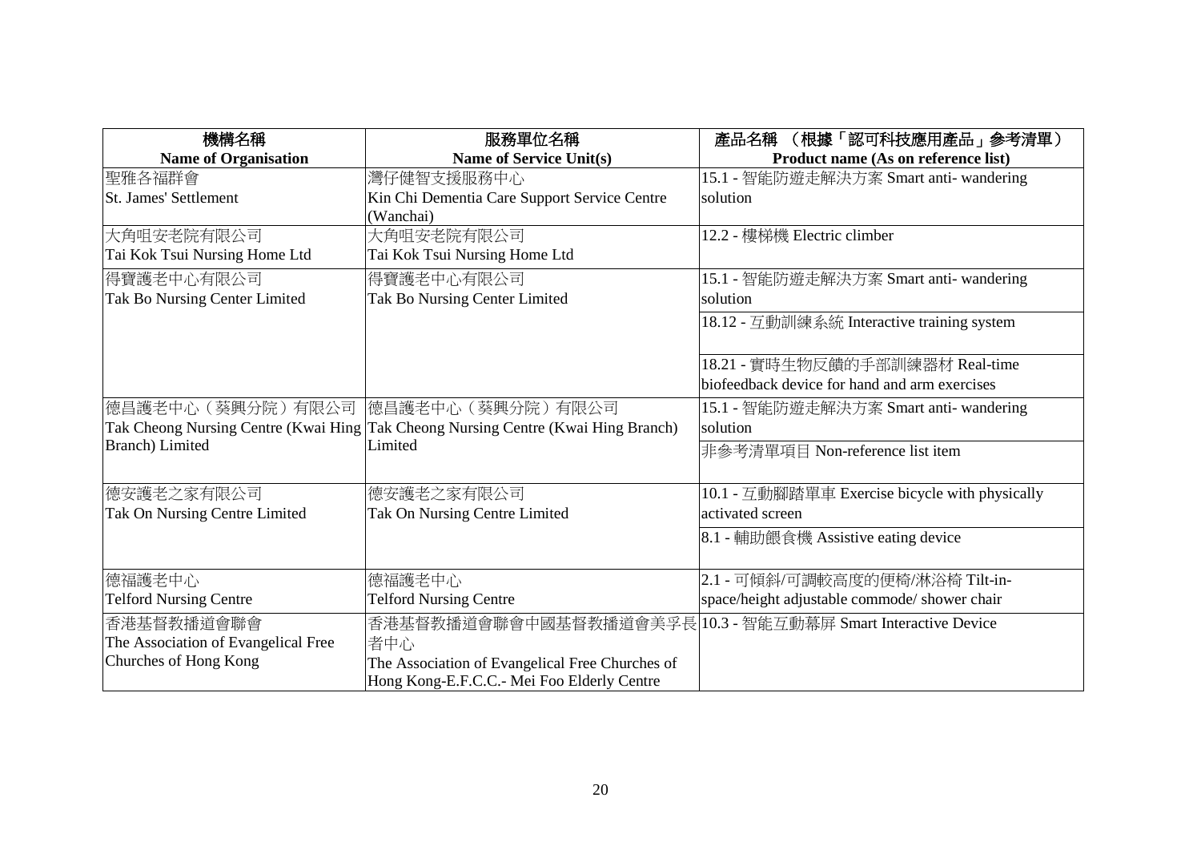| 機構名稱<br>**Name of Organisation** | 服務單位名稱<br>**Name of Service Unit(s)** | 產品名稱 （根據「認可科技應用產品」參考清單）<br>**Product name (As on reference list)** |
|---|---|---|
| 聖雅各福群會<br>St. James' Settlement | 灣仔健智支援服務中心<br>Kin Chi Dementia Care Support Service Centre (Wanchai) | 15.1 - 智能防遊走解決方案 Smart anti- wandering solution |
| 大角咀安老院有限公司<br>Tai Kok Tsui Nursing Home Ltd | 大角咀安老院有限公司<br>Tai Kok Tsui Nursing Home Ltd | 12.2 - 樓梯機 Electric climber |
| 得寶護老中心有限公司<br>Tak Bo Nursing Center Limited | 得寶護老中心有限公司<br>Tak Bo Nursing Center Limited | 15.1 - 智能防遊走解決方案 Smart anti- wandering solution |
| | | 18.12 - 互動訓練系統 Interactive training system |
| | | 18.21 - 實時生物反饋的手部訓練器材 Real-time biofeedback device for hand and arm exercises |
| 德昌護老中心（葵興分院）有限公司<br>Tak Cheong Nursing Centre (Kwai Hing Branch) Limited | 德昌護老中心（葵興分院）有限公司<br>Tak Cheong Nursing Centre (Kwai Hing Branch) Limited | 15.1 - 智能防遊走解決方案 Smart anti- wandering solution |
| | | 非參考清單項目 Non-reference list item |
| 德安護老之家有限公司<br>Tak On Nursing Centre Limited | 德安護老之家有限公司<br>Tak On Nursing Centre Limited | 10.1 - 互動腳踏單車 Exercise bicycle with physically activated screen |
| | | 8.1 - 輔助餵食機 Assistive eating device |
| 德福護老中心<br>Telford Nursing Centre | 德福護老中心<br>Telford Nursing Centre | 2.1 - 可傾斜/可調較高度的便椅/淋浴椅 Tilt-in-space/height adjustable commode/ shower chair |
| 香港基督教播道會聯會<br>The Association of Evangelical Free Churches of Hong Kong | 香港基督教播道會聯會中國基督教播道會美孚長者中心<br>The Association of Evangelical Free Churches of Hong Kong-E.F.C.C.- Mei Foo Elderly Centre | 10.3 - 智能互動幕屏 Smart Interactive Device |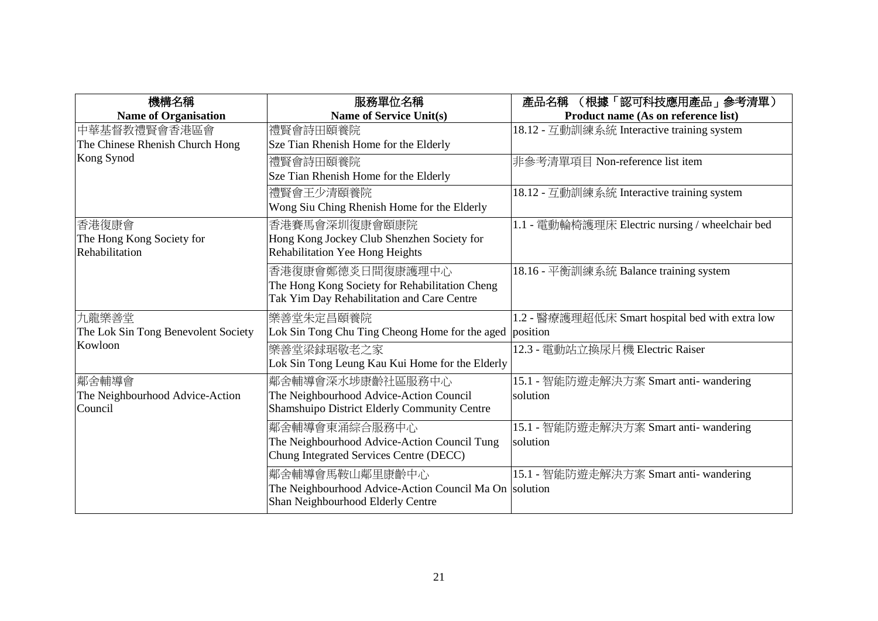| 機構名稱<br>**Name of Organisation** | 服務單位名稱<br>**Name of Service Unit(s)** | 產品名稱 （根據「認可科技應用產品」參考清單）<br>**Product name (As on reference list)** |
|---|---|---|
| 中華基督教禮賢會香港區會<br>The Chinese Rhenish Church Hong Kong Synod | 禮賢會詩田頤養院<br>Sze Tian Rhenish Home for the Elderly | 18.12 - 互動訓練系統 Interactive training system |
| | 禮賢會詩田頤養院<br>Sze Tian Rhenish Home for the Elderly | 非參考清單項目 Non-reference list item |
| | 禮賢會王少清頤養院<br>Wong Siu Ching Rhenish Home for the Elderly | 18.12 - 互動訓練系統 Interactive training system |
| 香港復康會<br>The Hong Kong Society for Rehabilitation | 香港賽馬會深圳復康會頤康院<br>Hong Kong Jockey Club Shenzhen Society for Rehabilitation Yee Hong Heights | 1.1 - 電動輪椅護理床 Electric nursing / wheelchair bed |
| | 香港復康會鄭德炎日間復康護理中心<br>The Hong Kong Society for Rehabilitation Cheng Tak Yim Day Rehabilitation and Care Centre | 18.16 - 平衡訓練系統 Balance training system |
| 九龍樂善堂<br>The Lok Sin Tong Benevolent Society Kowloon | 樂善堂朱定昌頤養院<br>Lok Sin Tong Chu Ting Cheong Home for the aged | 1.2 - 醫療護理超低床 Smart hospital bed with extra low position |
| | 樂善堂梁銶琚敬老之家<br>Lok Sin Tong Leung Kau Kui Home for the Elderly | 12.3 - 電動站立換尿片機 Electric Raiser |
| 鄰舍輔導會<br>The Neighbourhood Advice-Action Council | 鄰舍輔導會深水埗康齡社區服務中心<br>The Neighbourhood Advice-Action Council Shamshuipo District Elderly Community Centre | 15.1 - 智能防遊走解決方案 Smart anti- wandering solution |
| | 鄰舍輔導會東涌綜合服務中心<br>The Neighbourhood Advice-Action Council Tung Chung Integrated Services Centre (DECC) | 15.1 - 智能防遊走解決方案 Smart anti- wandering solution |
| | 鄰舍輔導會馬鞍山鄰里康齡中心<br>The Neighbourhood Advice-Action Council Ma On Shan Neighbourhood Elderly Centre | 15.1 - 智能防遊走解決方案 Smart anti- wandering solution |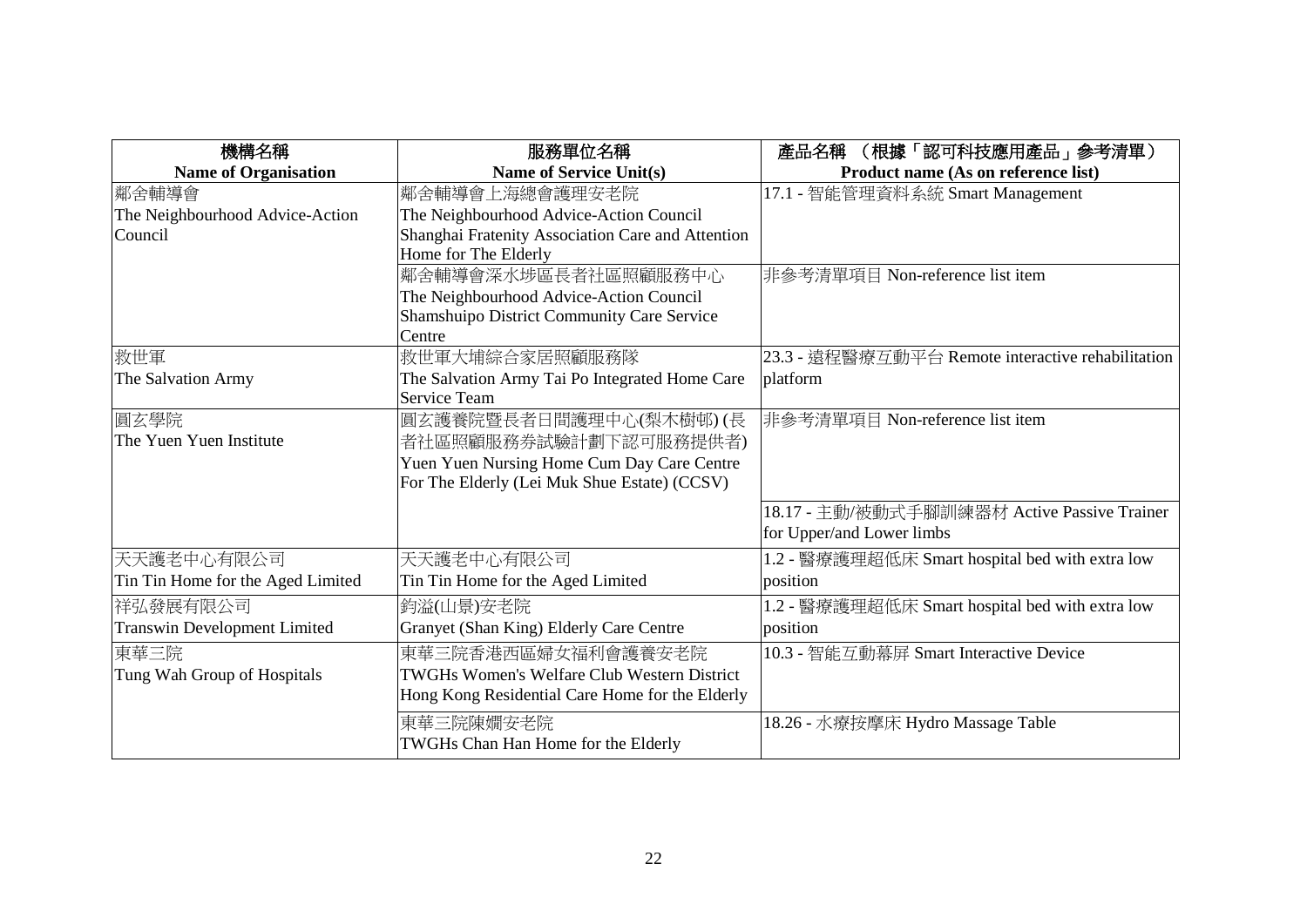| 機構名稱<br>Name of Organisation | 服務單位名稱<br>Name of Service Unit(s) | 產品名稱 （根據「認可科技應用產品」參考清單）<br>Product name (As on reference list) |
|---|---|---|
| 鄰舍輔導會<br>The Neighbourhood Advice-Action Council | 鄰舍輔導會上海總會護理安老院<br>The Neighbourhood Advice-Action Council Shanghai Fratenity Association Care and Attention Home for The Elderly | 17.1 - 智能管理資料系統 Smart Management |
| | 鄰舍輔導會深水埗區長者社區照顧服務中心<br>The Neighbourhood Advice-Action Council Shamshuipo District Community Care Service Centre | 非參考清單項目 Non-reference list item |
| 救世軍<br>The Salvation Army | 救世軍大埔綜合家居照顧服務隊<br>The Salvation Army Tai Po Integrated Home Care Service Team | 23.3 - 遠程醫療互動平台 Remote interactive rehabilitation platform |
| 圓玄學院<br>The Yuen Yuen Institute | 圓玄護養院暨長者日間護理中心(梨木樹邨) (長者社區照顧服務券試驗計劃下認可服務提供者)<br>Yuen Yuen Nursing Home Cum Day Care Centre For The Elderly (Lei Muk Shue Estate) (CCSV) | 非參考清單項目 Non-reference list item |
| | | 18.17 - 主動/被動式手腳訓練器材 Active Passive Trainer for Upper/and Lower limbs |
| 天天護老中心有限公司<br>Tin Tin Home for the Aged Limited | 天天護老中心有限公司<br>Tin Tin Home for the Aged Limited | 1.2 - 醫療護理超低床 Smart hospital bed with extra low position |
| 祥弘發展有限公司<br>Transwin Development Limited | 鈞溢(山景)安老院<br>Granyet (Shan King) Elderly Care Centre | 1.2 - 醫療護理超低床 Smart hospital bed with extra low position |
| 東華三院<br>Tung Wah Group of Hospitals | 東華三院香港西區婦女福利會護養安老院<br>TWGHs Women's Welfare Club Western District Hong Kong Residential Care Home for the Elderly | 10.3 - 智能互動幕屏 Smart Interactive Device |
| | 東華三院陳嫺安老院<br>TWGHs Chan Han Home for the Elderly | 18.26 - 水療按摩床 Hydro Massage Table |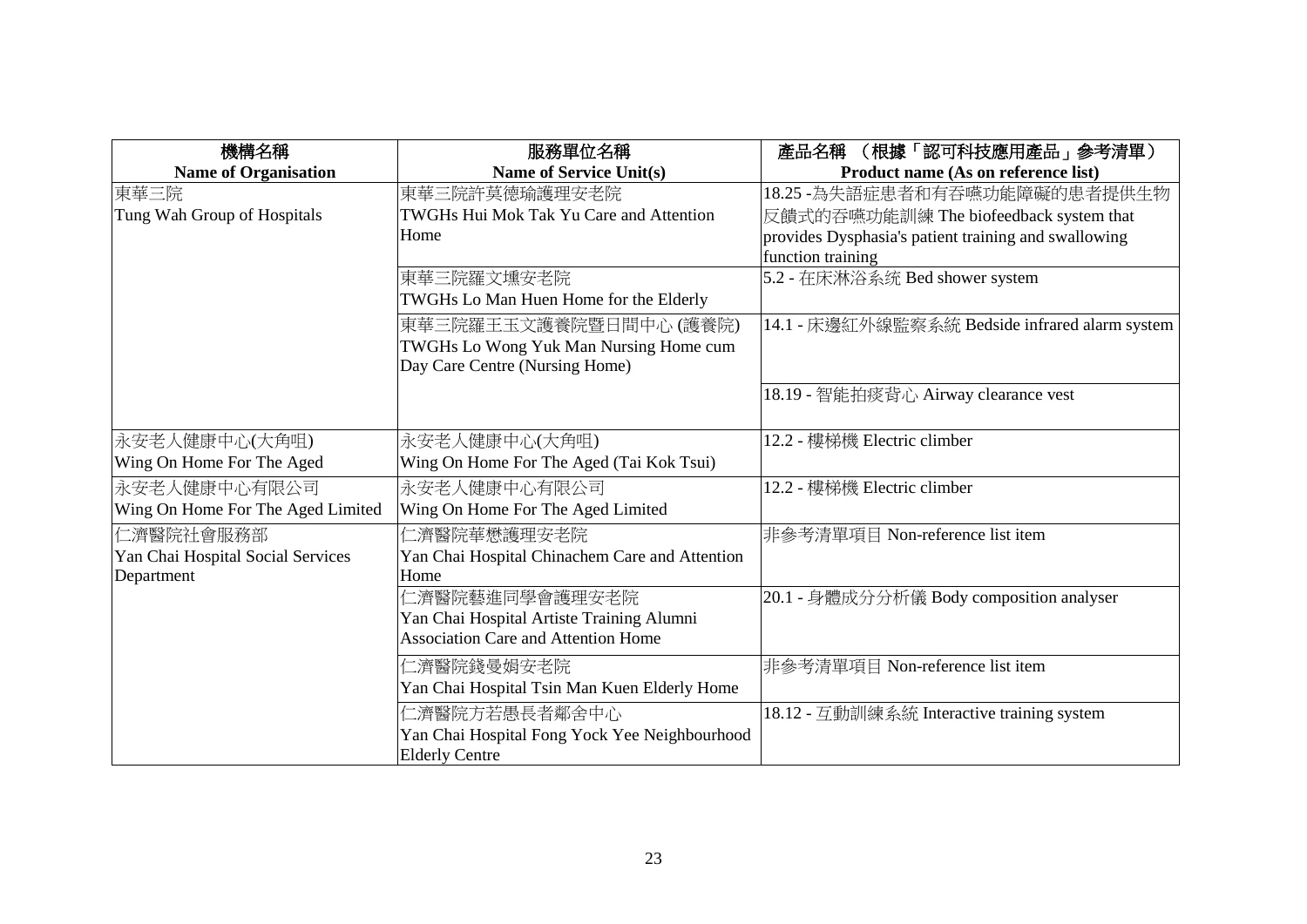| 機構名稱<br>Name of Organisation | 服務單位名稱<br>Name of Service Unit(s) | 產品名稱 （根據「認可科技應用產品」參考清單）<br>Product name (As on reference list) |
|---|---|---|
| 東華三院<br>Tung Wah Group of Hospitals | 東華三院許莫德瑜護理安老院<br>TWGHs Hui Mok Tak Yu Care and Attention Home | 18.25 -為失語症患者和有吞嚥功能障礙的患者提供生物反饋式的吞嚥功能訓練 The biofeedback system that provides Dysphasia's patient training and swallowing function training |
| | 東華三院羅文壎安老院<br>TWGHs Lo Man Huen Home for the Elderly | 5.2 - 在床淋浴系统 Bed shower system |
| | 東華三院羅王玉文護養院暨日間中心 (護養院)<br>TWGHs Lo Wong Yuk Man Nursing Home cum Day Care Centre (Nursing Home) | 14.1 - 床邊紅外線監察系統 Bedside infrared alarm system |
| | | 18.19 - 智能拍痰背心 Airway clearance vest |
| 永安老人健康中心(大角咀)<br>Wing On Home For The Aged | 永安老人健康中心(大角咀)<br>Wing On Home For The Aged (Tai Kok Tsui) | 12.2 - 樓梯機 Electric climber |
| 永安老人健康中心有限公司<br>Wing On Home For The Aged Limited | 永安老人健康中心有限公司<br>Wing On Home For The Aged Limited | 12.2 - 樓梯機 Electric climber |
| 仁濟醫院社會服務部<br>Yan Chai Hospital Social Services Department | 仁濟醫院華懋護理安老院<br>Yan Chai Hospital Chinachem Care and Attention Home | 非參考清單項目 Non-reference list item |
| | 仁濟醫院藝進同學會護理安老院<br>Yan Chai Hospital Artiste Training Alumni Association Care and Attention Home | 20.1 - 身體成分分析儀 Body composition analyser |
| | 仁濟醫院錢曼娟安老院<br>Yan Chai Hospital Tsin Man Kuen Elderly Home | 非參考清單項目 Non-reference list item |
| | 仁濟醫院方若愚長者鄰舍中心<br>Yan Chai Hospital Fong Yock Yee Neighbourhood Elderly Centre | 18.12 - 互動訓練系統 Interactive training system |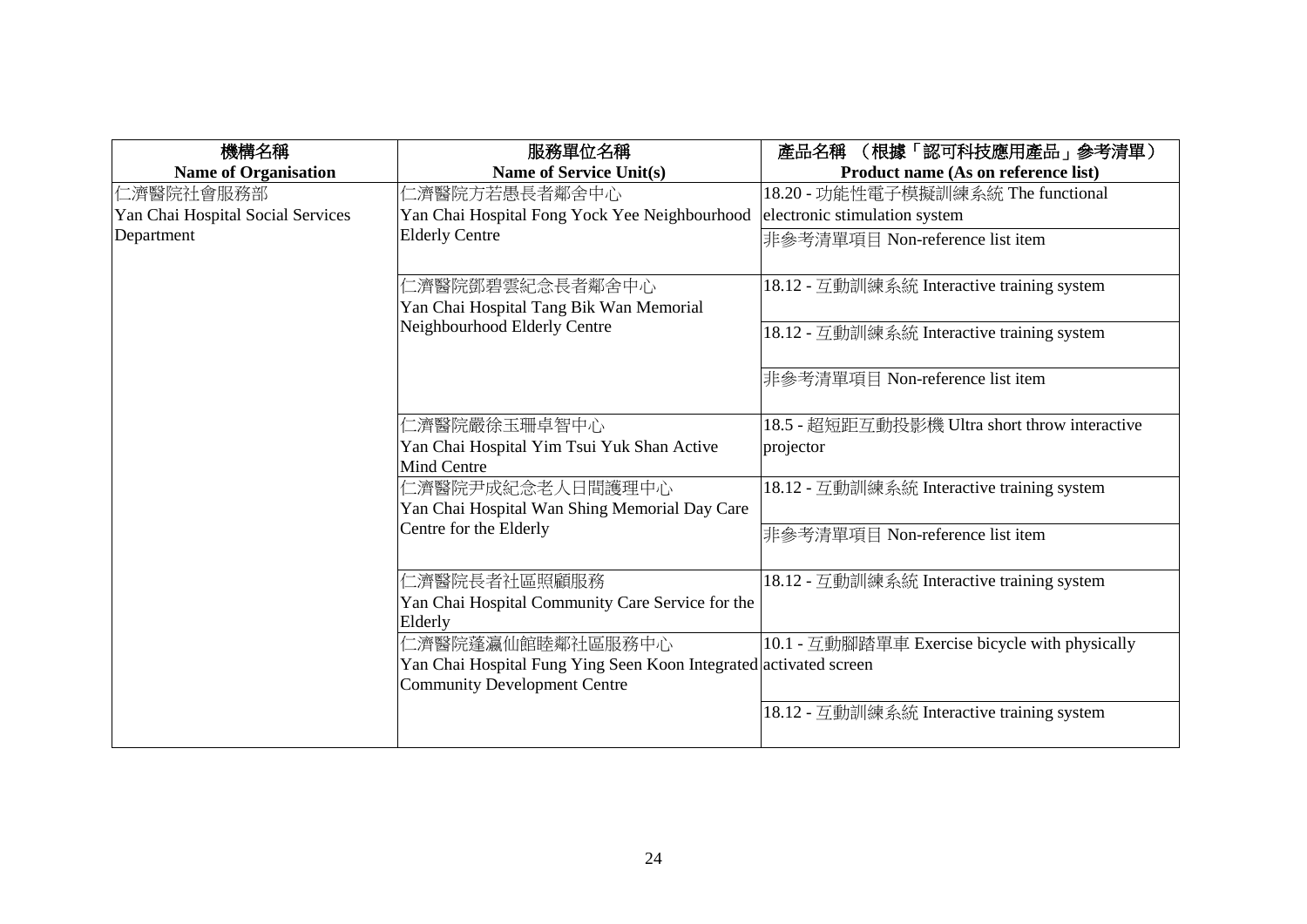| 機構名稱<br>Name of Organisation | 服務單位名稱<br>Name of Service Unit(s) | 產品名稱 （根據「認可科技應用產品」參考清單）<br>Product name (As on reference list) |
|---|---|---|
| 仁濟醫院社會服務部<br>Yan Chai Hospital Social Services Department | 仁濟醫院方若愚長者鄰舍中心<br>Yan Chai Hospital Fong Yock Yee Neighbourhood Elderly Centre | 18.20 - 功能性電子模擬訓練系統 The functional electronic stimulation system |
| | | 非參考清單項目 Non-reference list item |
| | 仁濟醫院鄧碧雲紀念長者鄰舍中心<br>Yan Chai Hospital Tang Bik Wan Memorial Neighbourhood Elderly Centre | 18.12 - 互動訓練系統 Interactive training system |
| | | 18.12 - 互動訓練系統 Interactive training system |
| | | 非參考清單項目 Non-reference list item |
| | 仁濟醫院嚴徐玉珊卓智中心<br>Yan Chai Hospital Yim Tsui Yuk Shan Active Mind Centre | 18.5 - 超短距互動投影機 Ultra short throw interactive projector |
| | 仁濟醫院尹成紀念老人日間護理中心<br>Yan Chai Hospital Wan Shing Memorial Day Care Centre for the Elderly | 18.12 - 互動訓練系統 Interactive training system |
| | | 非參考清單項目 Non-reference list item |
| | 仁濟醫院長者社區照顧服務<br>Yan Chai Hospital Community Care Service for the Elderly | 18.12 - 互動訓練系統 Interactive training system |
| | 仁濟醫院蓬瀛仙館睦鄰社區服務中心<br>Yan Chai Hospital Fung Ying Seen Koon Integrated Community Development Centre | 10.1 - 互動腳踏單車 Exercise bicycle with physically activated screen |
| | | 18.12 - 互動訓練系統 Interactive training system |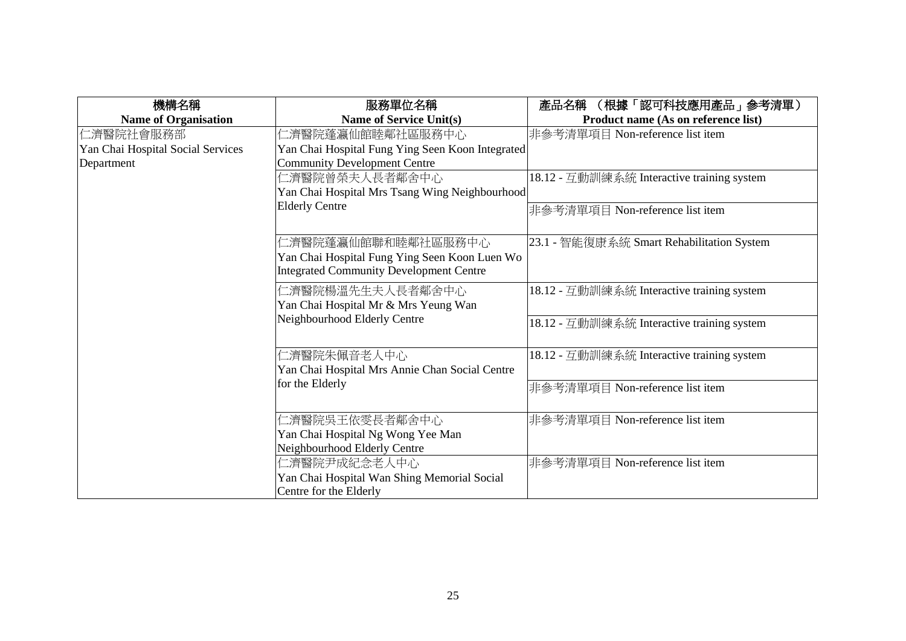| 機構名稱<br>Name of Organisation | 服務單位名稱<br>Name of Service Unit(s) | 產品名稱 （根據「認可科技應用產品」參考清單）<br>Product name (As on reference list) |
|---|---|---|
| 仁濟醫院社會服務部<br>Yan Chai Hospital Social Services Department | 仁濟醫院蓬瀛仙館睦鄰社區服務中心<br>Yan Chai Hospital Fung Ying Seen Koon Integrated Community Development Centre | 非參考清單項目 Non-reference list item |
| | 仁濟醫院曾榮夫人長者鄰舍中心<br>Yan Chai Hospital Mrs Tsang Wing Neighbourhood Elderly Centre | 18.12 - 互動訓練系統 Interactive training system |
| | | 非參考清單項目 Non-reference list item |
| | 仁濟醫院蓬瀛仙館聯和睦鄰社區服務中心<br>Yan Chai Hospital Fung Ying Seen Koon Luen Wo Integrated Community Development Centre | 23.1 - 智能復康系統 Smart Rehabilitation System |
| | 仁濟醫院楊溫先生夫人長者鄰舍中心<br>Yan Chai Hospital Mr & Mrs Yeung Wan Neighbourhood Elderly Centre | 18.12 - 互動訓練系統 Interactive training system |
| | | 18.12 - 互動訓練系統 Interactive training system |
| | 仁濟醫院朱佩音老人中心<br>Yan Chai Hospital Mrs Annie Chan Social Centre for the Elderly | 18.12 - 互動訓練系統 Interactive training system |
| | | 非參考清單項目 Non-reference list item |
| | 仁濟醫院吳王依雯長者鄰舍中心<br>Yan Chai Hospital Ng Wong Yee Man Neighbourhood Elderly Centre | 非參考清單項目 Non-reference list item |
| | 仁濟醫院尹成紀念老人中心<br>Yan Chai Hospital Wan Shing Memorial Social Centre for the Elderly | 非參考清單項目 Non-reference list item |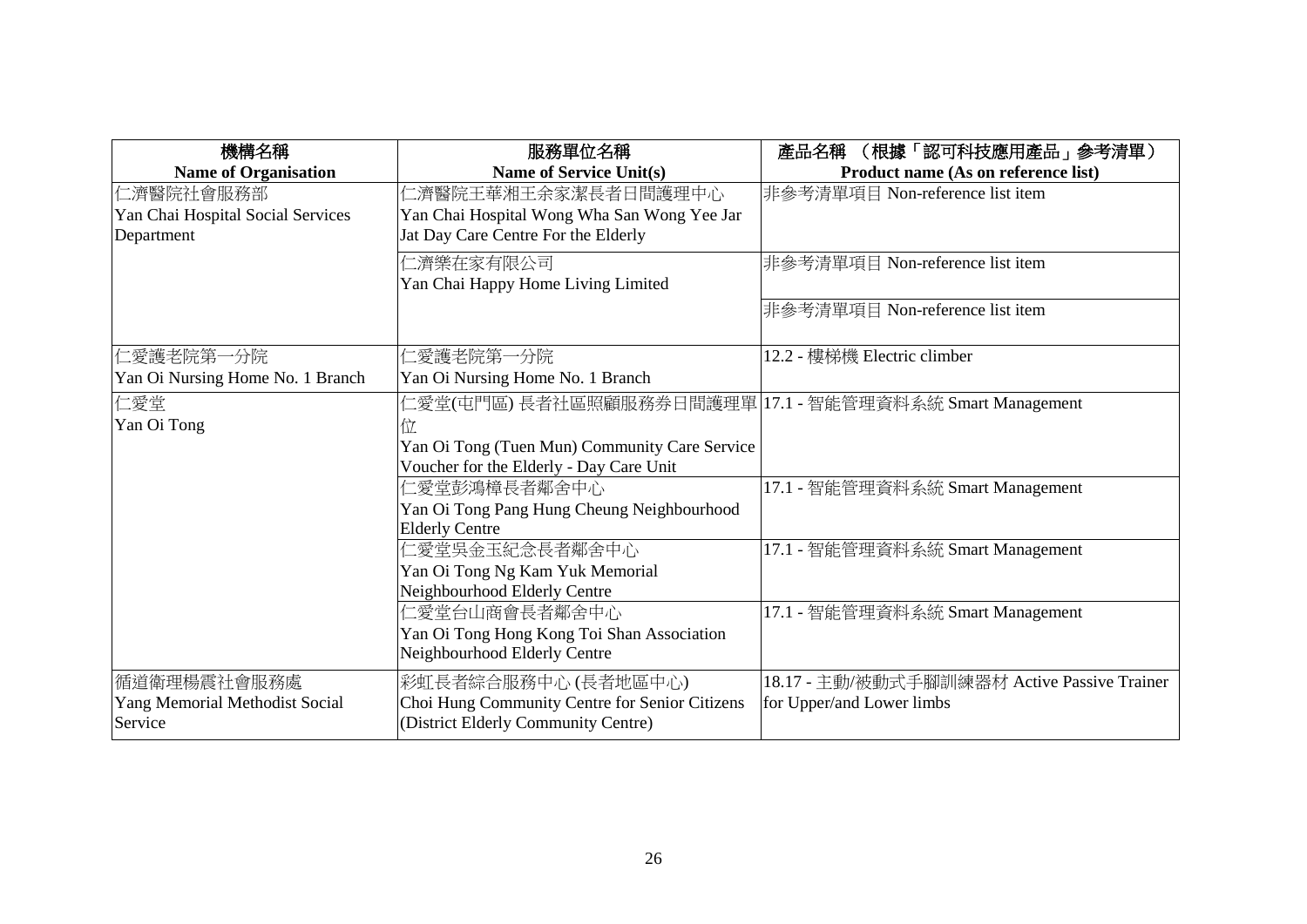| 機構名稱<br>**Name of Organisation** | 服務單位名稱<br>**Name of Service Unit(s)** | 產品名稱 （根據「認可科技應用產品」參考清單）<br>**Product name (As on reference list)** |
|---|---|---|
| 仁濟醫院社會服務部<br>Yan Chai Hospital Social Services Department | 仁濟醫院王華湘王余家潔長者日間護理中心<br>Yan Chai Hospital Wong Wha San Wong Yee Jar Jat Day Care Centre For the Elderly | 非參考清單項目 Non-reference list item |
| | 仁濟樂在家有限公司<br>Yan Chai Happy Home Living Limited | 非參考清單項目 Non-reference list item |
| | | 非參考清單項目 Non-reference list item |
| 仁愛護老院第一分院<br>Yan Oi Nursing Home No. 1 Branch | 仁愛護老院第一分院<br>Yan Oi Nursing Home No. 1 Branch | 12.2 - 樓梯機 Electric climber |
| 仁愛堂<br>Yan Oi Tong | 仁愛堂(屯門區) 長者社區照顧服務券日間護理單位<br>Yan Oi Tong (Tuen Mun) Community Care Service Voucher for the Elderly - Day Care Unit | 17.1 - 智能管理資料系統 Smart Management |
| | 仁愛堂彭鴻樟長者鄰舍中心<br>Yan Oi Tong Pang Hung Cheung Neighbourhood Elderly Centre | 17.1 - 智能管理資料系統 Smart Management |
| | 仁愛堂吳金玉紀念長者鄰舍中心<br>Yan Oi Tong Ng Kam Yuk Memorial Neighbourhood Elderly Centre | 17.1 - 智能管理資料系統 Smart Management |
| | 仁愛堂台山商會長者鄰舍中心<br>Yan Oi Tong Hong Kong Toi Shan Association Neighbourhood Elderly Centre | 17.1 - 智能管理資料系統 Smart Management |
| 循道衛理楊震社會服務處<br>Yang Memorial Methodist Social Service | 彩虹長者綜合服務中心 (長者地區中心)<br>Choi Hung Community Centre for Senior Citizens (District Elderly Community Centre) | 18.17 - 主動/被動式手腳訓練器材 Active Passive Trainer for Upper/and Lower limbs |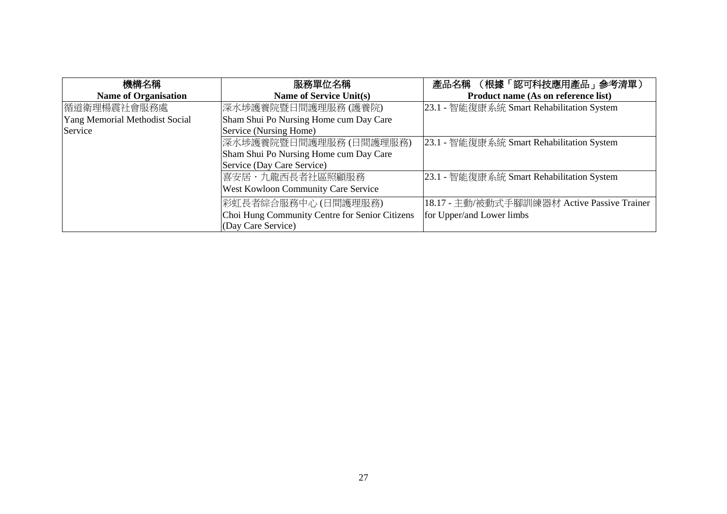| 機構名稱<br>**Name of Organisation** | 服務單位名稱<br>**Name of Service Unit(s)** | 產品名稱 （根據「認可科技應用產品」參考清單）<br>**Product name (As on reference list)** |
|---|---|---|
| 循道衛理楊震社會服務處<br>Yang Memorial Methodist Social Service | 深水埗護養院暨日間護理服務 (護養院)<br>Sham Shui Po Nursing Home cum Day Care Service (Nursing Home) | 23.1 - 智能復康系統 Smart Rehabilitation System |
| | 深水埗護養院暨日間護理服務 (日間護理服務)<br>Sham Shui Po Nursing Home cum Day Care Service (Day Care Service) | 23.1 - 智能復康系統 Smart Rehabilitation System |
| | 喜安居・九龍西長者社區照顧服務<br>West Kowloon Community Care Service | 23.1 - 智能復康系統 Smart Rehabilitation System |
| | 彩虹長者綜合服務中心 (日間護理服務)<br>Choi Hung Community Centre for Senior Citizens (Day Care Service) | 18.17 - 主動/被動式手腳訓練器材 Active Passive Trainer for Upper/and Lower limbs |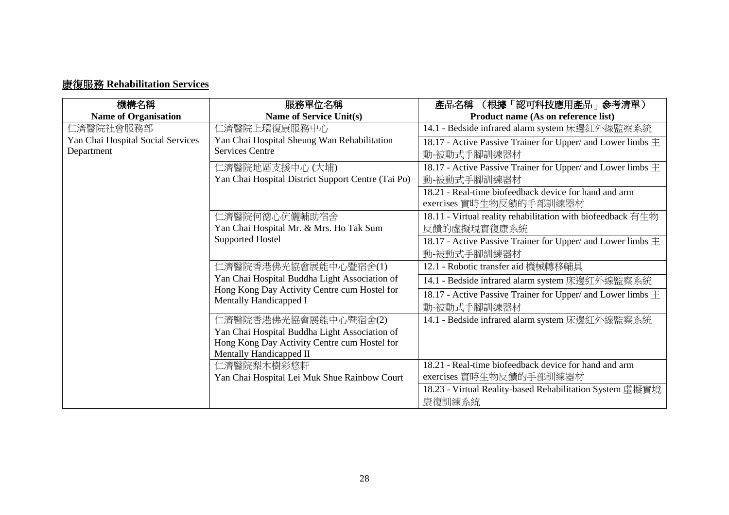## 康復服務 Rehabilitation Services

| 機構名稱<br>Name of Organisation | 服務單位名稱<br>Name of Service Unit(s) | 產品名稱 （根據「認可科技應用產品」參考清單）<br>Product name (As on reference list) |
|---|---|---|
| 仁濟醫院社會服務部<br>Yan Chai Hospital Social Services Department | 仁濟醫院上環復康服務中心<br>Yan Chai Hospital Sheung Wan Rehabilitation Services Centre | 14.1 - Bedside infrared alarm system 床邊紅外線監察系統 |
| | | 18.17 - Active Passive Trainer for Upper/ and Lower limbs 主動-被動式手腳訓練器材 |
| | 仁濟醫院地區支援中心 (大埔)<br>Yan Chai Hospital District Support Centre (Tai Po) | 18.17 - Active Passive Trainer for Upper/ and Lower limbs 主動-被動式手腳訓練器材 |
| | | 18.21 - Real-time biofeedback device for hand and arm exercises 實時生物反饋的手部訓練器材 |
| | 仁濟醫院何德心伉儷輔助宿舍<br>Yan Chai Hospital Mr. & Mrs. Ho Tak Sum Supported Hostel | 18.11 - Virtual reality rehabilitation with biofeedback 有生物反饋的虛擬現實復康系統 |
| | | 18.17 - Active Passive Trainer for Upper/ and Lower limbs 主動-被動式手腳訓練器材 |
| | 仁濟醫院香港佛光協會展能中心暨宿舍(1)<br>Yan Chai Hospital Buddha Light Association of Hong Kong Day Activity Centre cum Hostel for Mentally Handicapped I | 12.1 - Robotic transfer aid 機械轉移輔具 |
| | | 14.1 - Bedside infrared alarm system 床邊紅外線監察系統 |
| | | 18.17 - Active Passive Trainer for Upper/ and Lower limbs 主動-被動式手腳訓練器材 |
| | 仁濟醫院香港佛光協會展能中心暨宿舍(2)<br>Yan Chai Hospital Buddha Light Association of Hong Kong Day Activity Centre cum Hostel for Mentally Handicapped II | 14.1 - Bedside infrared alarm system 床邊紅外線監察系統 |
| | 仁濟醫院梨木樹彩悠軒<br>Yan Chai Hospital Lei Muk Shue Rainbow Court | 18.21 - Real-time biofeedback device for hand and arm exercises 實時生物反饋的手部訓練器材 |
| | | 18.23 - Virtual Reality-based Rehabilitation System 虛擬實境康復訓練系統 |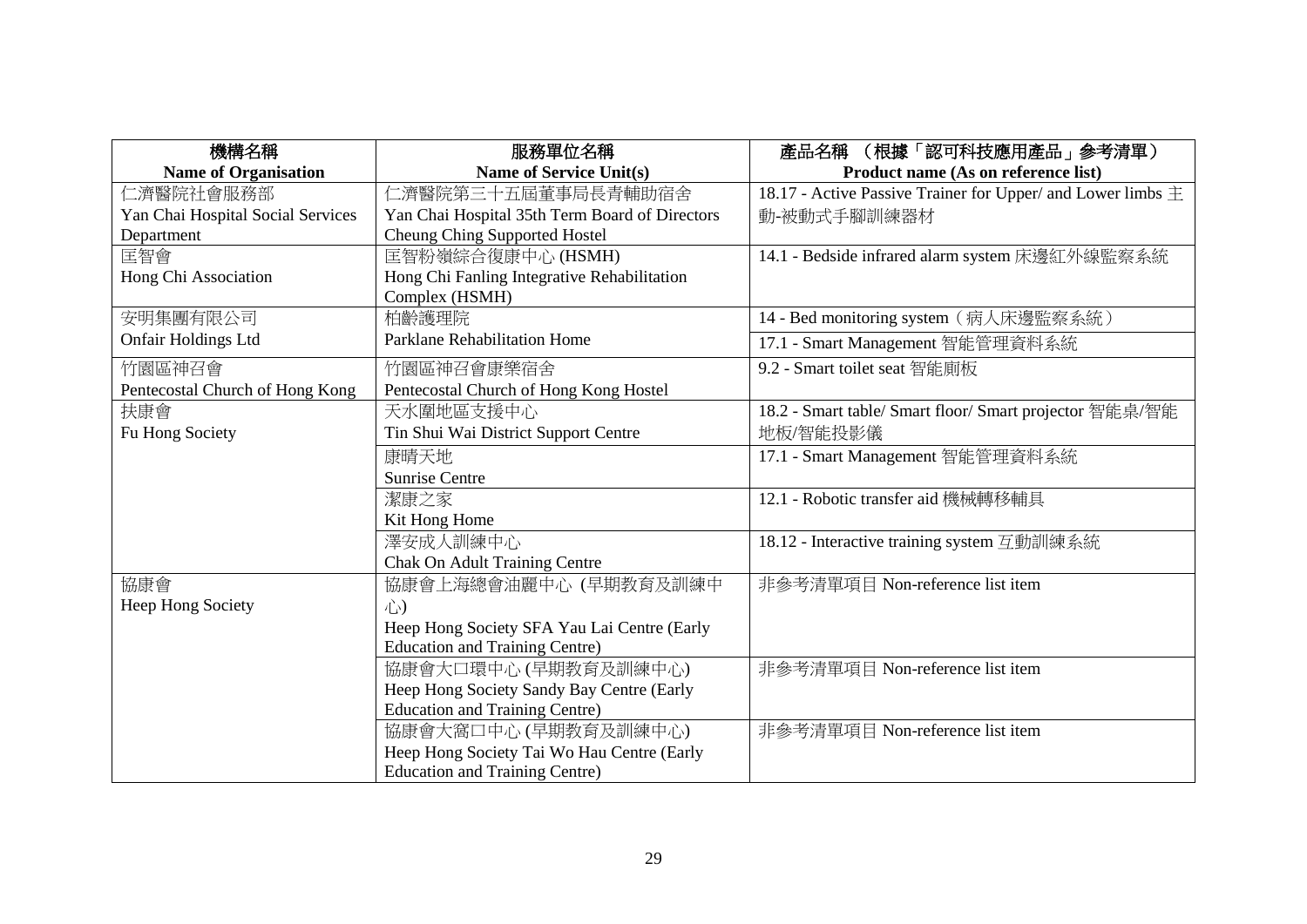| 機構名稱<br>Name of Organisation | 服務單位名稱<br>Name of Service Unit(s) | 產品名稱 （根據「認可科技應用產品」參考清單）<br>Product name (As on reference list) |
|---|---|---|
| 仁濟醫院社會服務部<br>Yan Chai Hospital Social Services Department | 仁濟醫院第三十五屆董事局長青輔助宿舍<br>Yan Chai Hospital 35th Term Board of Directors Cheung Ching Supported Hostel | 18.17 - Active Passive Trainer for Upper/ and Lower limbs 主動-被動式手腳訓練器材 |
| 匡智會<br>Hong Chi Association | 匡智粉嶺綜合復康中心 (HSMH)<br>Hong Chi Fanling Integrative Rehabilitation Complex (HSMH) | 14.1 - Bedside infrared alarm system 床邊紅外線監察系統 |
| 安明集團有限公司<br>Onfair Holdings Ltd | 柏齡護理院<br>Parklane Rehabilitation Home | 14 - Bed monitoring system（病人床邊監察系統）<br>17.1 - Smart Management 智能管理資料系統 |
| 竹園區神召會<br>Pentecostal Church of Hong Kong | 竹園區神召會康樂宿舍<br>Pentecostal Church of Hong Kong Hostel | 9.2 - Smart toilet seat 智能廁板 |
| 扶康會<br>Fu Hong Society | 天水圍地區支援中心<br>Tin Shui Wai District Support Centre | 18.2 - Smart table/ Smart floor/ Smart projector 智能桌/智能地板/智能投影儀 |
| | 康晴天地<br>Sunrise Centre | 17.1 - Smart Management 智能管理資料系統 |
| | 潔康之家<br>Kit Hong Home | 12.1 - Robotic transfer aid 機械轉移輔具 |
| | 澤安成人訓練中心<br>Chak On Adult Training Centre | 18.12 - Interactive training system 互動訓練系統 |
| 協康會<br>Heep Hong Society | 協康會上海總會油麗中心 (早期教育及訓練中心)<br>Heep Hong Society SFA Yau Lai Centre (Early Education and Training Centre) | 非參考清單項目 Non-reference list item |
| | 協康會大口環中心 (早期教育及訓練中心)<br>Heep Hong Society Sandy Bay Centre (Early Education and Training Centre) | 非參考清單項目 Non-reference list item |
| | 協康會大窩口中心 (早期教育及訓練中心)<br>Heep Hong Society Tai Wo Hau Centre (Early Education and Training Centre) | 非參考清單項目 Non-reference list item |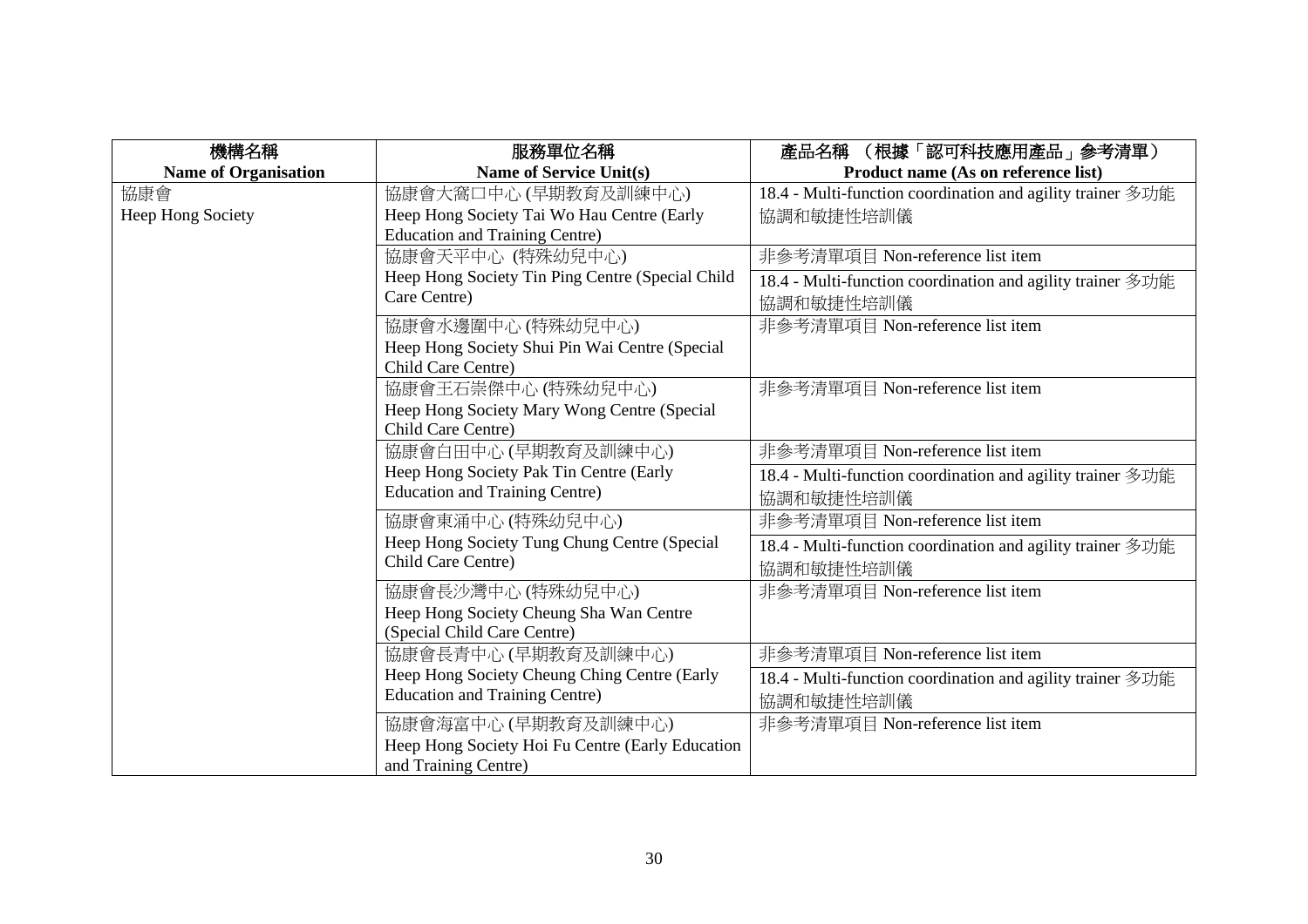| 機構名稱<br>Name of Organisation | 服務單位名稱<br>Name of Service Unit(s) | 產品名稱 （根據「認可科技應用產品」參考清單）<br>Product name (As on reference list) |
|---|---|---|
| 協康會<br>Heep Hong Society | 協康會大窩口中心 (早期教育及訓練中心)<br>Heep Hong Society Tai Wo Hau Centre (Early Education and Training Centre) | 18.4 - Multi-function coordination and agility trainer 多功能協調和敏捷性培訓儀 |
| | 協康會天平中心 (特殊幼兒中心)<br>Heep Hong Society Tin Ping Centre (Special Child Care Centre) | 非參考清單項目 Non-reference list item |
| | | 18.4 - Multi-function coordination and agility trainer 多功能協調和敏捷性培訓儀 |
| | 協康會水邊圍中心 (特殊幼兒中心)<br>Heep Hong Society Shui Pin Wai Centre (Special Child Care Centre) | 非參考清單項目 Non-reference list item |
| | 協康會王石崇傑中心 (特殊幼兒中心)<br>Heep Hong Society Mary Wong Centre (Special Child Care Centre) | 非參考清單項目 Non-reference list item |
| | 協康會白田中心 (早期教育及訓練中心)<br>Heep Hong Society Pak Tin Centre (Early Education and Training Centre) | 非參考清單項目 Non-reference list item |
| | | 18.4 - Multi-function coordination and agility trainer 多功能協調和敏捷性培訓儀 |
| | 協康會東涌中心 (特殊幼兒中心)<br>Heep Hong Society Tung Chung Centre (Special Child Care Centre) | 非參考清單項目 Non-reference list item |
| | | 18.4 - Multi-function coordination and agility trainer 多功能協調和敏捷性培訓儀 |
| | 協康會長沙灣中心 (特殊幼兒中心)<br>Heep Hong Society Cheung Sha Wan Centre (Special Child Care Centre) | 非參考清單項目 Non-reference list item |
| | 協康會長青中心 (早期教育及訓練中心)<br>Heep Hong Society Cheung Ching Centre (Early Education and Training Centre) | 非參考清單項目 Non-reference list item |
| | | 18.4 - Multi-function coordination and agility trainer 多功能協調和敏捷性培訓儀 |
| | 協康會海富中心 (早期教育及訓練中心)<br>Heep Hong Society Hoi Fu Centre (Early Education and Training Centre) | 非參考清單項目 Non-reference list item |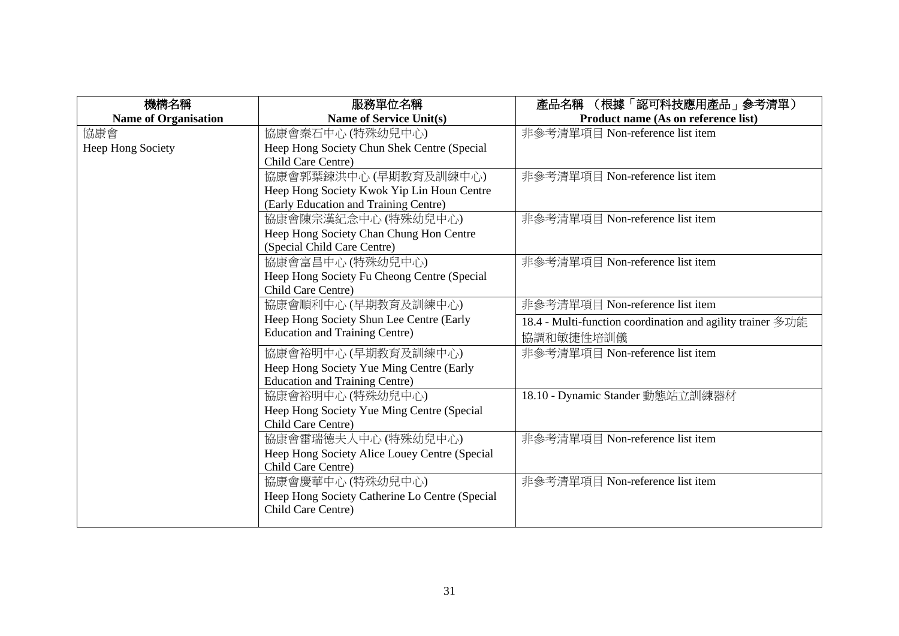| 機構名稱<br>Name of Organisation | 服務單位名稱<br>Name of Service Unit(s) | 產品名稱 （根據「認可科技應用產品」參考清單）<br>Product name (As on reference list) |
|---|---|---|
| 協康會<br>Heep Hong Society | 協康會秦石中心 (特殊幼兒中心)<br>Heep Hong Society Chun Shek Centre (Special Child Care Centre) | 非參考清單項目 Non-reference list item |
| | 協康會郭葉鍊洪中心 (早期教育及訓練中心)<br>Heep Hong Society Kwok Yip Lin Houn Centre (Early Education and Training Centre) | 非參考清單項目 Non-reference list item |
| | 協康會陳宗漢紀念中心 (特殊幼兒中心)<br>Heep Hong Society Chan Chung Hon Centre (Special Child Care Centre) | 非參考清單項目 Non-reference list item |
| | 協康會富昌中心 (特殊幼兒中心)<br>Heep Hong Society Fu Cheong Centre (Special Child Care Centre) | 非參考清單項目 Non-reference list item |
| | 協康會順利中心 (早期教育及訓練中心)<br>Heep Hong Society Shun Lee Centre (Early Education and Training Centre) | 非參考清單項目 Non-reference list item |
| | | 18.4 - Multi-function coordination and agility trainer 多功能協調和敏捷性培訓儀 |
| | 協康會裕明中心 (早期教育及訓練中心)<br>Heep Hong Society Yue Ming Centre (Early Education and Training Centre) | 非參考清單項目 Non-reference list item |
| | 協康會裕明中心 (特殊幼兒中心)<br>Heep Hong Society Yue Ming Centre (Special Child Care Centre) | 18.10 - Dynamic Stander 動態站立訓練器材 |
| | 協康會雷瑞德夫人中心 (特殊幼兒中心)<br>Heep Hong Society Alice Louey Centre (Special Child Care Centre) | 非參考清單項目 Non-reference list item |
| | 協康會慶華中心 (特殊幼兒中心)<br>Heep Hong Society Catherine Lo Centre (Special Child Care Centre) | 非參考清單項目 Non-reference list item |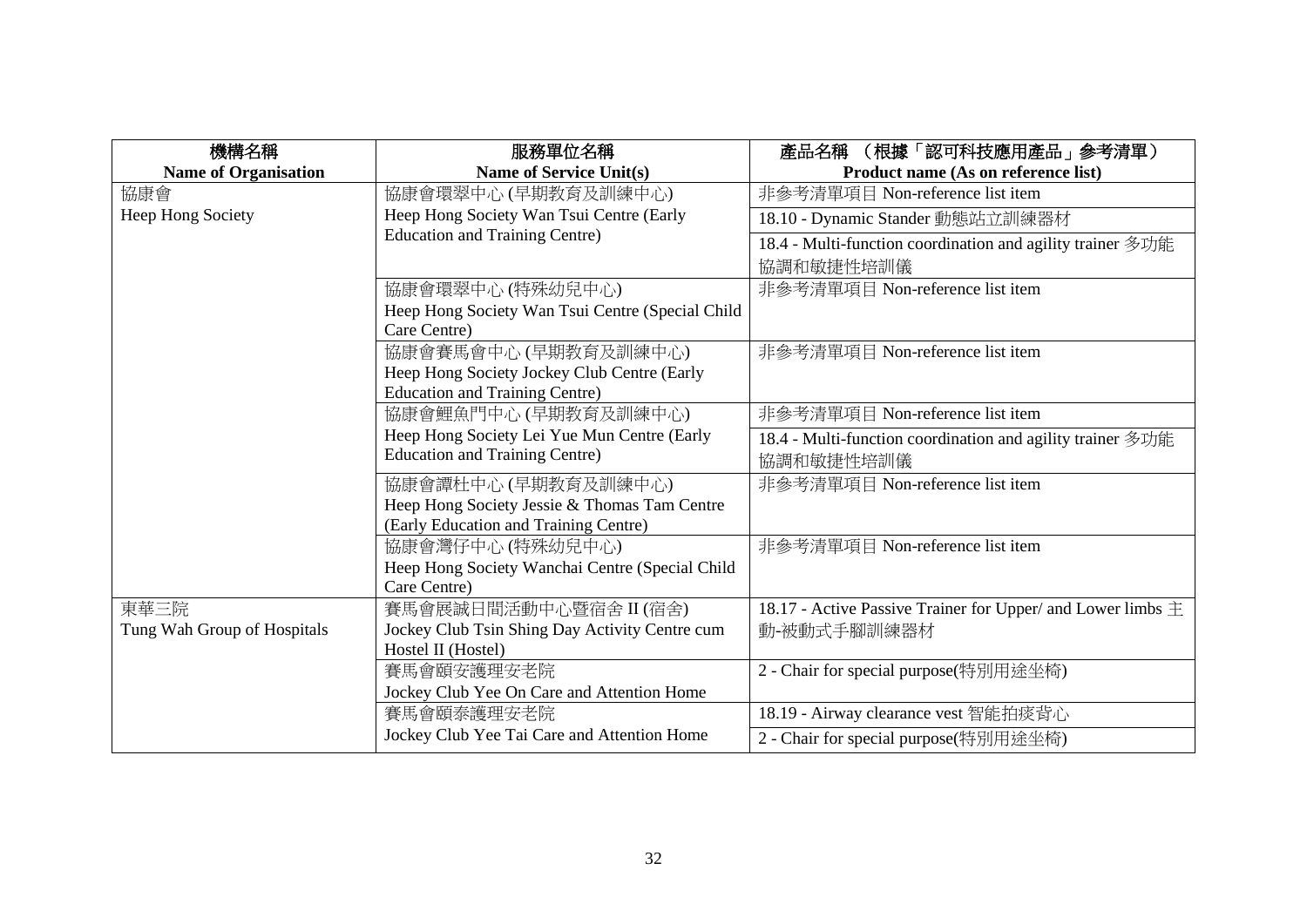| 機構名稱<br>**Name of Organisation** | 服務單位名稱<br>**Name of Service Unit(s)** | 產品名稱 （根據「認可科技應用產品」參考清單）<br>**Product name (As on reference list)** |
|---|---|---|
| 協康會<br>Heep Hong Society | 協康會環翠中心 (早期教育及訓練中心)<br>Heep Hong Society Wan Tsui Centre (Early Education and Training Centre) | 非参考清單項目 Non-reference list item |
| | | 18.10 - Dynamic Stander 動態站立訓練器材 |
| | | 18.4 - Multi-function coordination and agility trainer 多功能協調和敏捷性培訓儀 |
| | 協康會環翠中心 (特殊幼兒中心)<br>Heep Hong Society Wan Tsui Centre (Special Child Care Centre) | 非參考清單項目 Non-reference list item |
| | 協康會賽馬會中心 (早期教育及訓練中心)<br>Heep Hong Society Jockey Club Centre (Early Education and Training Centre) | 非參考清單項目 Non-reference list item |
| | 協康會鯉魚門中心 (早期教育及訓練中心)<br>Heep Hong Society Lei Yue Mun Centre (Early Education and Training Centre) | 非參考清單項目 Non-reference list item |
| | | 18.4 - Multi-function coordination and agility trainer 多功能協調和敏捷性培訓儀 |
| | 協康會譚杜中心 (早期教育及訓練中心)<br>Heep Hong Society Jessie & Thomas Tam Centre (Early Education and Training Centre) | 非參考清單項目 Non-reference list item |
| | 協康會灣仔中心 (特殊幼兒中心)<br>Heep Hong Society Wanchai Centre (Special Child Care Centre) | 非參考清單項目 Non-reference list item |
| 東華三院<br>Tung Wah Group of Hospitals | 賽馬會展誠日間活動中心暨宿舍 II (宿舍)<br>Jockey Club Tsin Shing Day Activity Centre cum Hostel II (Hostel) | 18.17 - Active Passive Trainer for Upper/ and Lower limbs 主動-被動式手腳訓練器材 |
| | 賽馬會頤安護理安老院<br>Jockey Club Yee On Care and Attention Home | 2 - Chair for special purpose(特別用途坐椅) |
| | 賽馬會頤泰護理安老院<br>Jockey Club Yee Tai Care and Attention Home | 18.19 - Airway clearance vest 智能拍痰背心 |
| | | 2 - Chair for special purpose(特別用途坐椅) |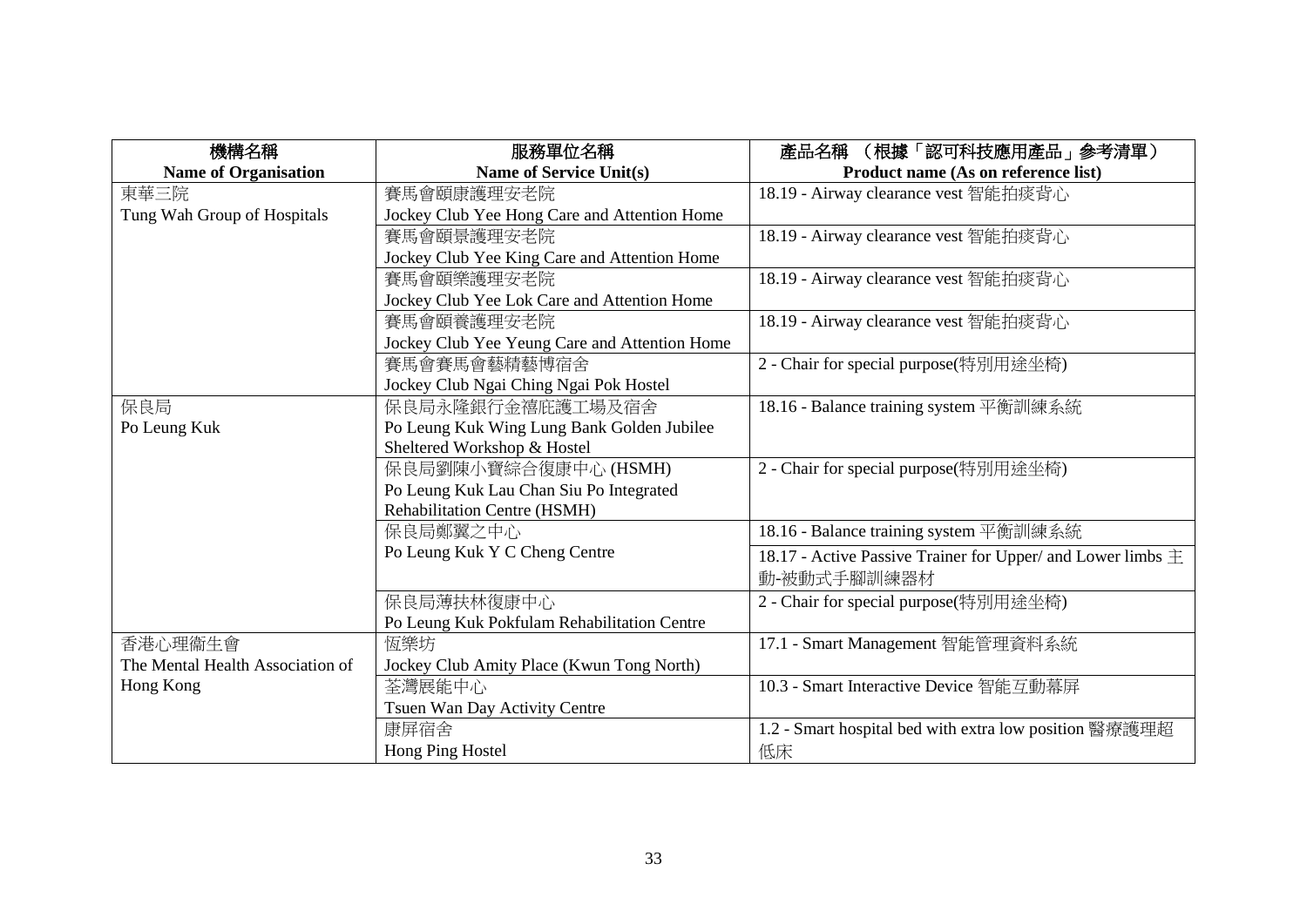| 機構名稱<br>Name of Organisation | 服務單位名稱<br>Name of Service Unit(s) | 產品名稱 （根據「認可科技應用產品」參考清單）<br>Product name (As on reference list) |
|---|---|---|
| 東華三院<br>Tung Wah Group of Hospitals | 賽馬會頤康護理安老院<br>Jockey Club Yee Hong Care and Attention Home | 18.19 - Airway clearance vest 智能拍痰背心 |
| | 賽馬會頤景護理安老院<br>Jockey Club Yee King Care and Attention Home | 18.19 - Airway clearance vest 智能拍痰背心 |
| | 賽馬會頤樂護理安老院<br>Jockey Club Yee Lok Care and Attention Home | 18.19 - Airway clearance vest 智能拍痰背心 |
| | 賽馬會頤養護理安老院<br>Jockey Club Yee Yeung Care and Attention Home | 18.19 - Airway clearance vest 智能拍痰背心 |
| | 賽馬會賽馬會藝精藝博宿舍<br>Jockey Club Ngai Ching Ngai Pok Hostel | 2 - Chair for special purpose(特別用途坐椅) |
| 保良局<br>Po Leung Kuk | 保良局永隆銀行金禧庇護工場及宿舍<br>Po Leung Kuk Wing Lung Bank Golden Jubilee Sheltered Workshop & Hostel | 18.16 - Balance training system 平衡訓練系統 |
| | 保良局劉陳小寶綜合復康中心 (HSMH)<br>Po Leung Kuk Lau Chan Siu Po Integrated Rehabilitation Centre (HSMH) | 2 - Chair for special purpose(特別用途坐椅) |
| | 保良局鄭翼之中心<br>Po Leung Kuk Y C Cheng Centre | 18.16 - Balance training system 平衡訓練系統 |
| | | 18.17 - Active Passive Trainer for Upper/ and Lower limbs 主動-被動式手腳訓練器材 |
| | 保良局薄扶林復康中心<br>Po Leung Kuk Pokfulam Rehabilitation Centre | 2 - Chair for special purpose(特別用途坐椅) |
| 香港心理衞生會<br>The Mental Health Association of Hong Kong | 恆樂坊<br>Jockey Club Amity Place (Kwun Tong North) | 17.1 - Smart Management 智能管理資料系統 |
| | 荃灣展能中心<br>Tsuen Wan Day Activity Centre | 10.3 - Smart Interactive Device 智能互動幕屏 |
| | 康屏宿舍<br>Hong Ping Hostel | 1.2 - Smart hospital bed with extra low position 醫療護理超低床 |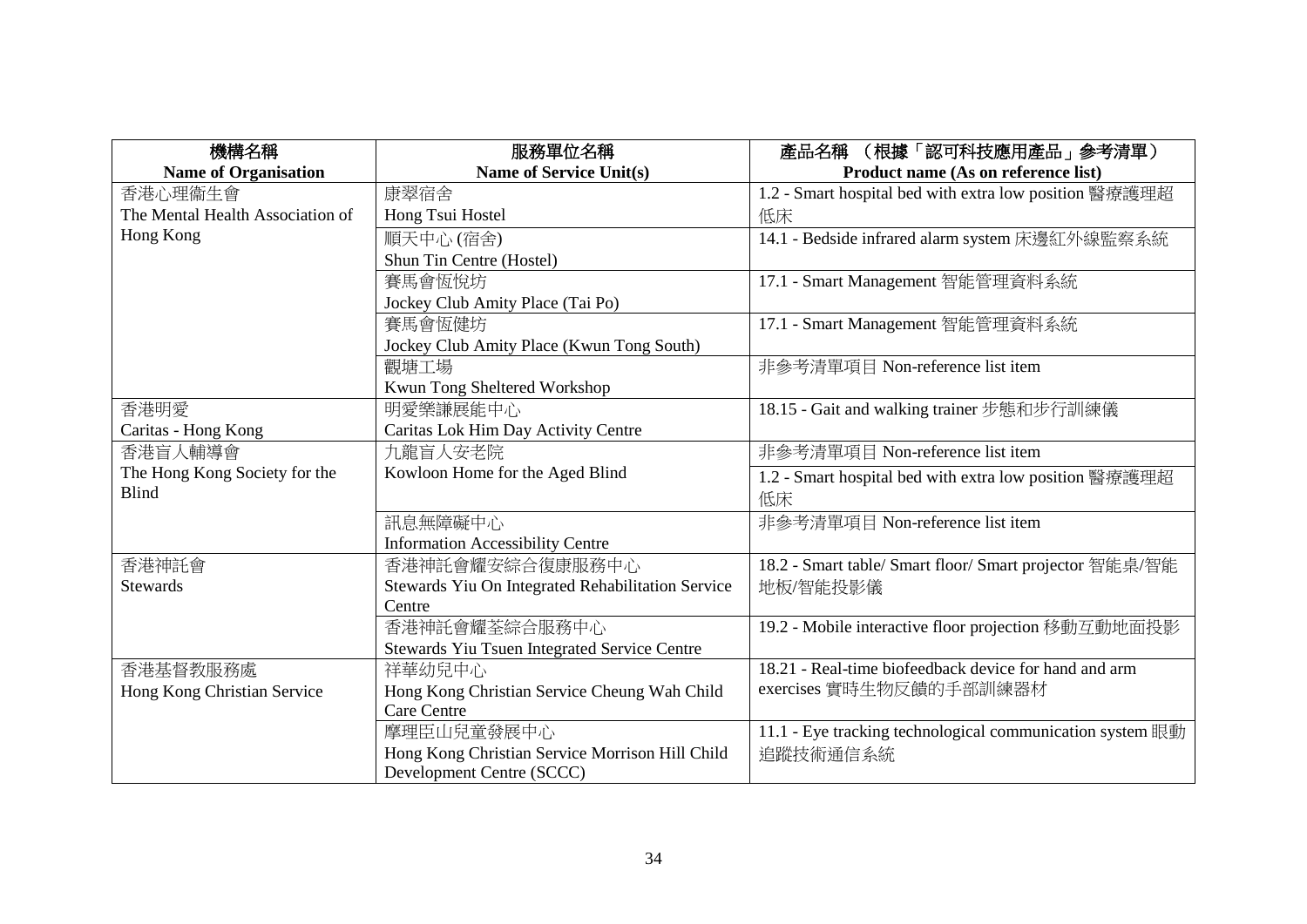| 機構名稱<br>**Name of Organisation** | 服務單位名稱<br>**Name of Service Unit(s)** | 產品名稱 （根據「認可科技應用產品」參考清單）<br>**Product name (As on reference list)** |
|---|---|---|
| 香港心理衞生會<br>The Mental Health Association of Hong Kong | 康翠宿舍<br>Hong Tsui Hostel | 1.2 - Smart hospital bed with extra low position 醫療護理超低床 |
| | 順天中心 (宿舍)<br>Shun Tin Centre (Hostel) | 14.1 - Bedside infrared alarm system 床邊紅外線監察系統 |
| | 賽馬會恆悅坊<br>Jockey Club Amity Place (Tai Po) | 17.1 - Smart Management 智能管理資料系統 |
| | 賽馬會恆健坊<br>Jockey Club Amity Place (Kwun Tong South) | 17.1 - Smart Management 智能管理資料系統 |
| | 觀塘工場<br>Kwun Tong Sheltered Workshop | 非參考清單項目 Non-reference list item |
| 香港明愛<br>Caritas - Hong Kong | 明愛樂謙展能中心<br>Caritas Lok Him Day Activity Centre | 18.15 - Gait and walking trainer 步態和步行訓練儀 |
| 香港盲人輔導會<br>The Hong Kong Society for the Blind | 九龍盲人安老院<br>Kowloon Home for the Aged Blind | 非參考清單項目 Non-reference list item |
| | | 1.2 - Smart hospital bed with extra low position 醫療護理超低床 |
| | 訊息無障礙中心<br>Information Accessibility Centre | 非參考清單項目 Non-reference list item |
| 香港神託會<br>Stewards | 香港神託會耀安綜合復康服務中心<br>Stewards Yiu On Integrated Rehabilitation Service Centre | 18.2 - Smart table/ Smart floor/ Smart projector 智能桌/智能地板/智能投影儀 |
| | 香港神託會耀荃綜合服務中心<br>Stewards Yiu Tsuen Integrated Service Centre | 19.2 - Mobile interactive floor projection 移動互動地面投影 |
| 香港基督教服務處<br>Hong Kong Christian Service | 祥華幼兒中心<br>Hong Kong Christian Service Cheung Wah Child Care Centre | 18.21 - Real-time biofeedback device for hand and arm exercises 實時生物反饋的手部訓練器材 |
| | 摩理臣山兒童發展中心<br>Hong Kong Christian Service Morrison Hill Child Development Centre (SCCC) | 11.1 - Eye tracking technological communication system 眼動追蹤技術通信系統 |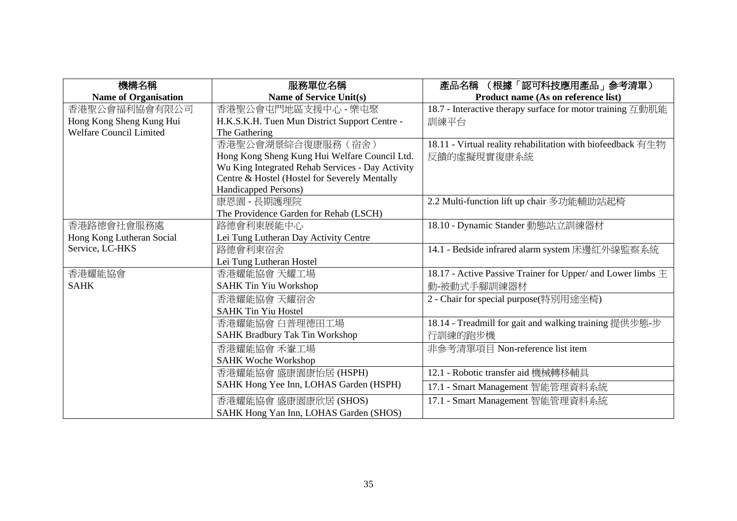| 機構名稱<br>**Name of Organisation** | 服務單位名稱<br>**Name of Service Unit(s)** | 產品名稱 （根據「認可科技應用產品」參考清單）<br>**Product name (As on reference list)** |
|---|---|---|
| 香港聖公會福利協會有限公司<br>Hong Kong Sheng Kung Hui Welfare Council Limited | 香港聖公會屯門地區支援中心 - 樂屯聚<br>H.K.S.K.H. Tuen Mun District Support Centre - The Gathering | 18.7 - Interactive therapy surface for motor training 互動肌能訓練平台 |
| | 香港聖公會湖景綜合復康服務（宿舍）<br>Hong Kong Sheng Kung Hui Welfare Council Ltd. Wu King Integrated Rehab Services - Day Activity Centre & Hostel (Hostel for Severely Mentally Handicapped Persons) | 18.11 - Virtual reality rehabilitation with biofeedback 有生物反饋的虛擬現實復康系統 |
| | 康恩園 - 長期護理院<br>The Providence Garden for Rehab (LSCH) | 2.2 Multi-function lift up chair 多功能輔助站起椅 |
| 香港路德會社會服務處<br>Hong Kong Lutheran Social Service, LC-HKS | 路德會利東展能中心<br>Lei Tung Lutheran Day Activity Centre | 18.10 - Dynamic Stander 動態站立訓練器材 |
| | 路德會利東宿舍<br>Lei Tung Lutheran Hostel | 14.1 - Bedside infrared alarm system 床邊紅外線監察系統 |
| 香港耀能協會<br>SAHK | 香港耀能協會 天耀工場<br>SAHK Tin Yiu Workshop | 18.17 - Active Passive Trainer for Upper/ and Lower limbs 主動-被動式手腳訓練器材 |
| | 香港耀能協會 天耀宿舍<br>SAHK Tin Yiu Hostel | 2 - Chair for special purpose(特別用途坐椅) |
| | 香港耀能協會 白普理德田工場<br>SAHK Bradbury Tak Tin Workshop | 18.14 - Treadmill for gait and walking training 提供步態-步行訓練的跑步機 |
| | 香港耀能協會 禾輋工場<br>SAHK Woche Workshop | 非參考清單項目 Non-reference list item |
| | 香港耀能協會 盛康園康怡居 (HSPH)<br>SAHK Hong Yee Inn, LOHAS Garden (HSPH) | 12.1 - Robotic transfer aid 機械轉移輔具 |
| | | 17.1 - Smart Management 智能管理資料系統 |
| | 香港耀能協會 盛康園康欣居 (SHOS)<br>SAHK Hong Yan Inn, LOHAS Garden (SHOS) | 17.1 - Smart Management 智能管理資料系統 |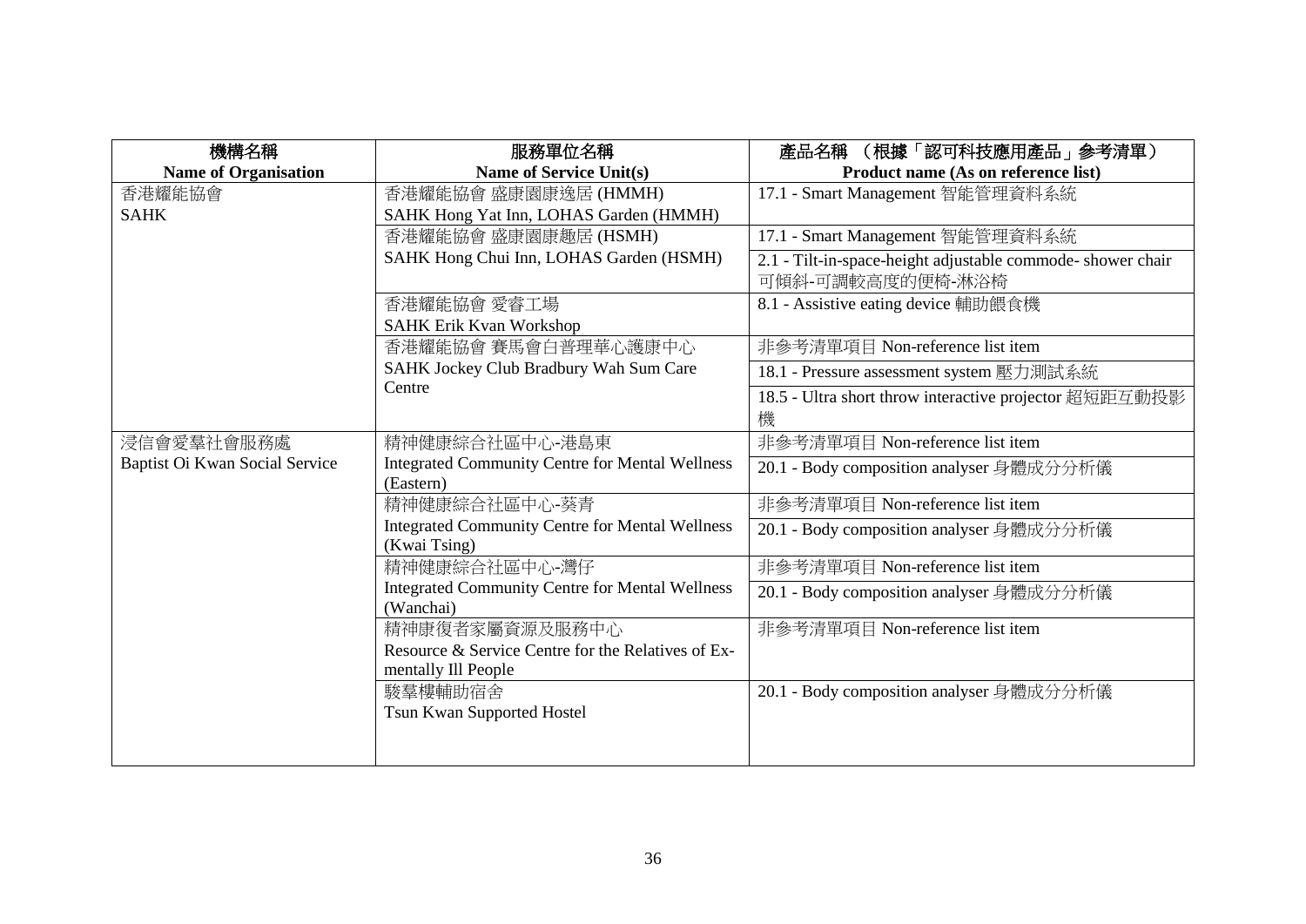| 機構名稱<br>Name of Organisation | 服務單位名稱<br>Name of Service Unit(s) | 產品名稱 （根據「認可科技應用產品」參考清單）<br>Product name (As on reference list) |
|---|---|---|
| 香港耀能協會<br>SAHK | 香港耀能協會 盛康園康逸居 (HMMH)<br>SAHK Hong Yat Inn, LOHAS Garden (HMMH) | 17.1 - Smart Management 智能管理資料系統 |
| | 香港耀能協會 盛康園康趣居 (HSMH)<br>SAHK Hong Chui Inn, LOHAS Garden (HSMH) | 17.1 - Smart Management 智能管理資料系統 |
| | | 2.1 - Tilt-in-space-height adjustable commode- shower chair 可傾斜-可調較高度的便椅-淋浴椅 |
| | 香港耀能協會 愛睿工場<br>SAHK Erik Kvan Workshop | 8.1 - Assistive eating device 輔助餵食機 |
| | 香港耀能協會 賽馬會白普理華心護康中心<br>SAHK Jockey Club Bradbury Wah Sum Care Centre | 非參考清單項目 Non-reference list item |
| | | 18.1 - Pressure assessment system 壓力測試系統 |
| | | 18.5 - Ultra short throw interactive projector 超短距互動投影機 |
| 浸信會愛羣社會服務處<br>Baptist Oi Kwan Social Service | 精神健康綜合社區中心-港島東<br>Integrated Community Centre for Mental Wellness (Eastern) | 非參考清單項目 Non-reference list item |
| | | 20.1 - Body composition analyser 身體成分分析儀 |
| | 精神健康綜合社區中心-葵青<br>Integrated Community Centre for Mental Wellness (Kwai Tsing) | 非參考清單項目 Non-reference list item |
| | | 20.1 - Body composition analyser 身體成分分析儀 |
| | 精神健康綜合社區中心-灣仔<br>Integrated Community Centre for Mental Wellness (Wanchai) | 非參考清單項目 Non-reference list item |
| | | 20.1 - Body composition analyser 身體成分分析儀 |
| | 精神康復者家屬資源及服務中心<br>Resource & Service Centre for the Relatives of Ex-mentally Ill People | 非參考清單項目 Non-reference list item |
| | 駿羣樓輔助宿舍<br>Tsun Kwan Supported Hostel | 20.1 - Body composition analyser 身體成分分析儀 |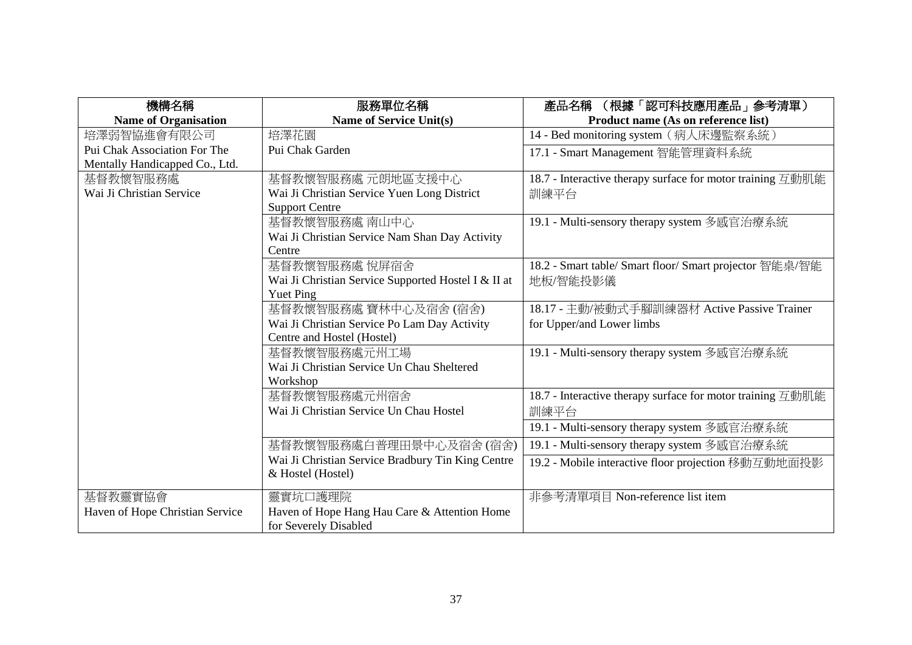| 機構名稱<br>Name of Organisation | 服務單位名稱<br>Name of Service Unit(s) | 產品名稱 （根據「認可科技應用產品」參考清單）<br>Product name (As on reference list) |
|---|---|---|
| 培澤弱智協進會有限公司<br>Pui Chak Association For The Mentally Handicapped Co., Ltd. | 培澤花園<br>Pui Chak Garden | 14 - Bed monitoring system（病人床邊監察系統） |
| | | 17.1 - Smart Management 智能管理資料系統 |
| 基督教懷智服務處<br>Wai Ji Christian Service | 基督教懷智服務處 元朗地區支援中心<br>Wai Ji Christian Service Yuen Long District Support Centre | 18.7 - Interactive therapy surface for motor training 互動肌能訓練平台 |
| | 基督教懷智服務處 南山中心<br>Wai Ji Christian Service Nam Shan Day Activity Centre | 19.1 - Multi-sensory therapy system 多感官治療系統 |
| | 基督教懷智服務處 悅屏宿舍<br>Wai Ji Christian Service Supported Hostel I & II at Yuet Ping | 18.2 - Smart table/ Smart floor/ Smart projector 智能桌/智能地板/智能投影儀 |
| | 基督教懷智服務處 寶林中心及宿舍 (宿舍)<br>Wai Ji Christian Service Po Lam Day Activity Centre and Hostel (Hostel) | 18.17 - 主動/被動式手腳訓練器材 Active Passive Trainer for Upper/and Lower limbs |
| | 基督教懷智服務處元州工場<br>Wai Ji Christian Service Un Chau Sheltered Workshop | 19.1 - Multi-sensory therapy system 多感官治療系統 |
| | 基督教懷智服務處元州宿舍<br>Wai Ji Christian Service Un Chau Hostel | 18.7 - Interactive therapy surface for motor training 互動肌能訓練平台 |
| | | 19.1 - Multi-sensory therapy system 多感官治療系統 |
| | 基督教懷智服務處白普理田景中心及宿舍 (宿舍)<br>Wai Ji Christian Service Bradbury Tin King Centre & Hostel (Hostel) | 19.1 - Multi-sensory therapy system 多感官治療系統 |
| | | 19.2 - Mobile interactive floor projection 移動互動地面投影 |
| 基督教靈實協會<br>Haven of Hope Christian Service | 靈實坑口護理院<br>Haven of Hope Hang Hau Care & Attention Home for Severely Disabled | 非參考清單項目 Non-reference list item |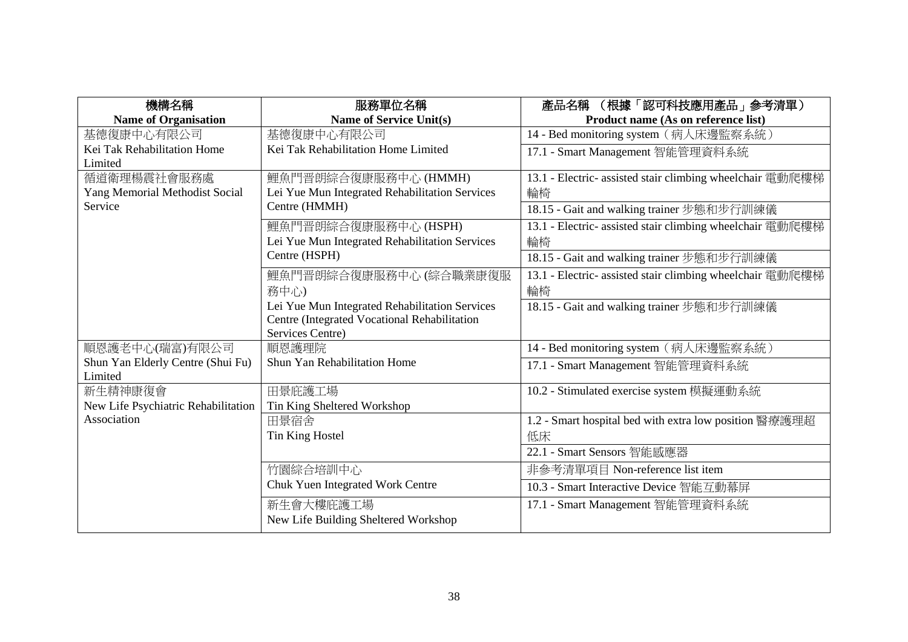| 機構名稱<br>Name of Organisation | 服務單位名稱<br>Name of Service Unit(s) | 產品名稱 （根據「認可科技應用產品」參考清單）<br>Product name (As on reference list) |
|---|---|---|
| 基德復康中心有限公司<br>Kei Tak Rehabilitation Home Limited | 基德復康中心有限公司<br>Kei Tak Rehabilitation Home Limited | 14 - Bed monitoring system（病人床邊監察系統） |
| | | 17.1 - Smart Management 智能管理資料系統 |
| 循道衛理楊震社會服務處<br>Yang Memorial Methodist Social Service | 鯉魚門晉朗綜合復康服務中心 (HMMH)<br>Lei Yue Mun Integrated Rehabilitation Services Centre (HMMH) | 13.1 - Electric- assisted stair climbing wheelchair 電動爬樓梯輪椅 |
| | | 18.15 - Gait and walking trainer 步態和步行訓練儀 |
| | 鯉魚門晉朗綜合復康服務中心 (HSPH)<br>Lei Yue Mun Integrated Rehabilitation Services Centre (HSPH) | 13.1 - Electric- assisted stair climbing wheelchair 電動爬樓梯輪椅 |
| | | 18.15 - Gait and walking trainer 步態和步行訓練儀 |
| | 鯉魚門晉朗綜合復康服務中心 (綜合職業康復服務中心)<br>Lei Yue Mun Integrated Rehabilitation Services Centre (Integrated Vocational Rehabilitation Services Centre) | 13.1 - Electric- assisted stair climbing wheelchair 電動爬樓梯輪椅 |
| | | 18.15 - Gait and walking trainer 步態和步行訓練儀 |
| 順恩護老中心(瑞富)有限公司<br>Shun Yan Elderly Centre (Shui Fu) Limited | 順恩護理院<br>Shun Yan Rehabilitation Home | 14 - Bed monitoring system（病人床邊監察系統） |
| | | 17.1 - Smart Management 智能管理資料系統 |
| 新生精神康復會<br>New Life Psychiatric Rehabilitation Association | 田景庇護工場<br>Tin King Sheltered Workshop | 10.2 - Stimulated exercise system 模擬運動系統 |
| | 田景宿舍<br>Tin King Hostel | 1.2 - Smart hospital bed with extra low position 醫療護理超低床 |
| | | 22.1 - Smart Sensors 智能感應器 |
| | 竹園綜合培訓中心<br>Chuk Yuen Integrated Work Centre | 非參考清單項目 Non-reference list item |
| | | 10.3 - Smart Interactive Device 智能互動幕屏 |
| | 新生會大樓庇護工場<br>New Life Building Sheltered Workshop | 17.1 - Smart Management 智能管理資料系統 |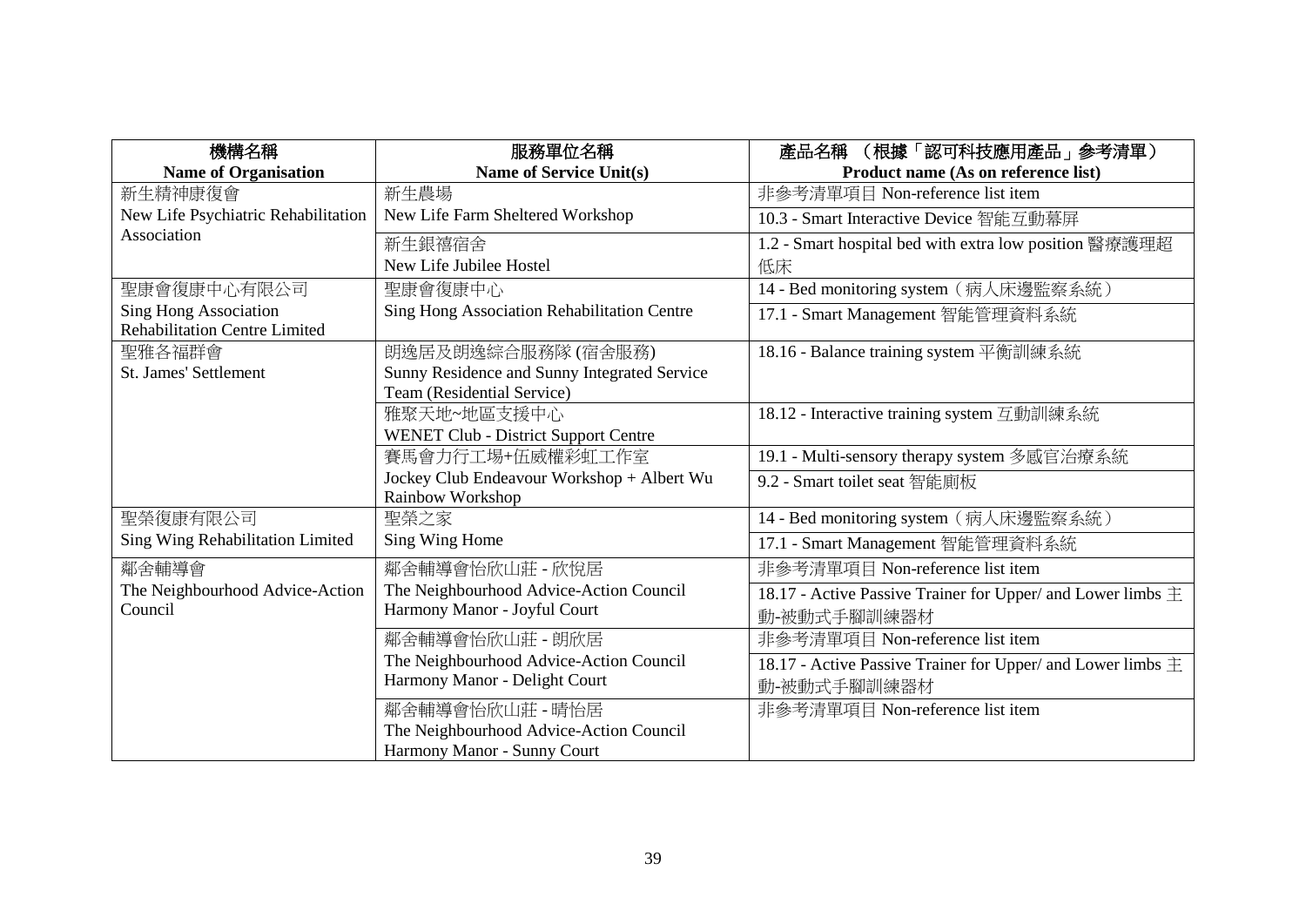| 機構名稱<br>**Name of Organisation** | 服務單位名稱<br>**Name of Service Unit(s)** | 產品名稱 （根據「認可科技應用產品」參考清單）<br>**Product name (As on reference list)** |
|---|---|---|
| 新生精神康復會<br>New Life Psychiatric Rehabilitation Association | 新生農場<br>New Life Farm Sheltered Workshop | 非參考清單項目 Non-reference list item |
| | | 10.3 - Smart Interactive Device 智能互動幕屏 |
| | 新生銀禧宿舍<br>New Life Jubilee Hostel | 1.2 - Smart hospital bed with extra low position 醫療護理超低床 |
| 聖康會復康中心有限公司<br>Sing Hong Association Rehabilitation Centre Limited | 聖康會復康中心<br>Sing Hong Association Rehabilitation Centre | 14 - Bed monitoring system（病人床邊監察系統） |
| | | 17.1 - Smart Management 智能管理資料系統 |
| 聖雅各福群會<br>St. James' Settlement | 朗逸居及朗逸綜合服務隊 (宿舍服務)<br>Sunny Residence and Sunny Integrated Service Team (Residential Service) | 18.16 - Balance training system 平衡訓練系統 |
| | 雅聚天地~地區支援中心<br>WENET Club - District Support Centre | 18.12 - Interactive training system 互動訓練系統 |
| | 賽馬會力行工場+伍威權彩虹工作室<br>Jockey Club Endeavour Workshop + Albert Wu Rainbow Workshop | 19.1 - Multi-sensory therapy system 多感官治療系統 |
| | | 9.2 - Smart toilet seat 智能廁板 |
| 聖榮復康有限公司<br>Sing Wing Rehabilitation Limited | 聖榮之家<br>Sing Wing Home | 14 - Bed monitoring system（病人床邊監察系統） |
| | | 17.1 - Smart Management 智能管理資料系統 |
| 鄰舍輔導會<br>The Neighbourhood Advice-Action Council | 鄰舍輔導會怡欣山莊 - 欣悅居<br>The Neighbourhood Advice-Action Council Harmony Manor - Joyful Court | 非參考清單項目 Non-reference list item |
| | | 18.17 - Active Passive Trainer for Upper/ and Lower limbs 主動-被動式手腳訓練器材 |
| | 鄰舍輔導會怡欣山莊 - 朗欣居<br>The Neighbourhood Advice-Action Council Harmony Manor - Delight Court | 非參考清單項目 Non-reference list item |
| | | 18.17 - Active Passive Trainer for Upper/ and Lower limbs 主動-被動式手腳訓練器材 |
| | 鄰舍輔導會怡欣山莊 - 晴怡居<br>The Neighbourhood Advice-Action Council Harmony Manor - Sunny Court | 非參考清單項目 Non-reference list item |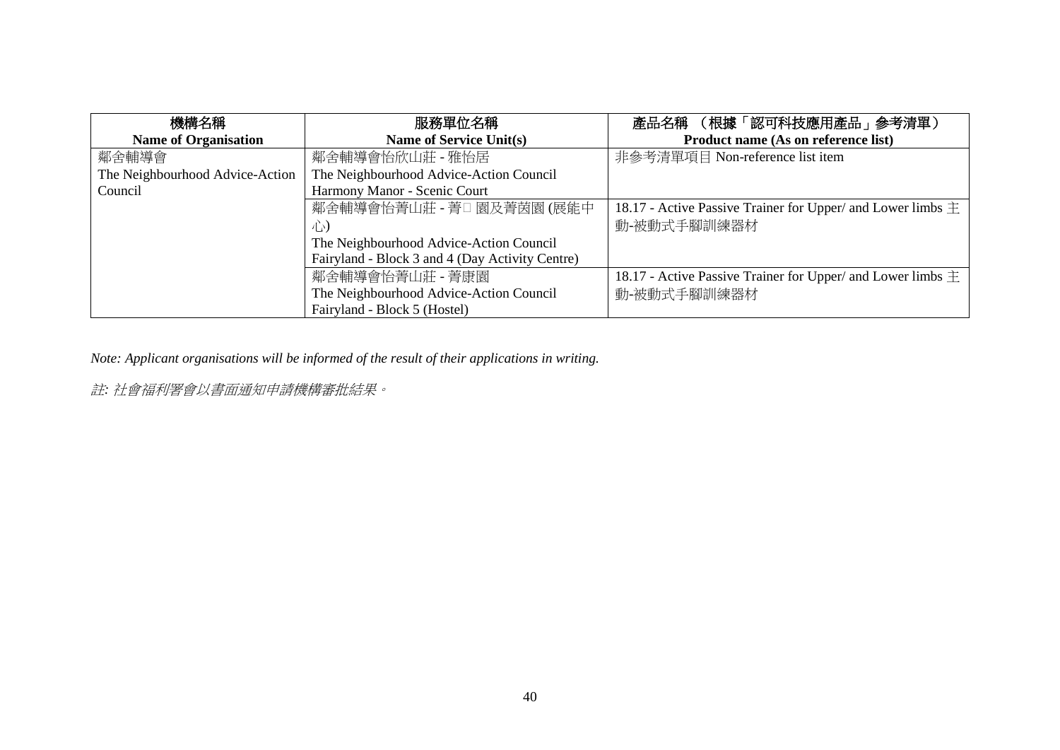| 機構名稱<br>**Name of Organisation** | 服務單位名稱<br>**Name of Service Unit(s)** | 產品名稱 （根據「認可科技應用產品」參考清單）<br>**Product name (As on reference list)** |
|---|---|---|
| 鄰舍輔導會<br>The Neighbourhood Advice-Action Council | 鄰舍輔導會怡欣山莊 - 雅怡居<br>The Neighbourhood Advice-Action Council Harmony Manor - Scenic Court | 非參考清單項目 Non-reference list item |
| | 鄰舍輔導會怡菁山莊 - 菁□ 園及菁茵園 (展能中心)<br>The Neighbourhood Advice-Action Council Fairyland - Block 3 and 4 (Day Activity Centre) | 18.17 - Active Passive Trainer for Upper/ and Lower limbs 主動-被動式手腳訓練器材 |
| | 鄰舍輔導會怡菁山莊 - 菁康園<br>The Neighbourhood Advice-Action Council Fairyland - Block 5 (Hostel) | 18.17 - Active Passive Trainer for Upper/ and Lower limbs 主動-被動式手腳訓練器材 |

*Note: Applicant organisations will be informed of the result of their applications in writing.*

*註: 社會福利署會以書面通知申請機構審批結果。*